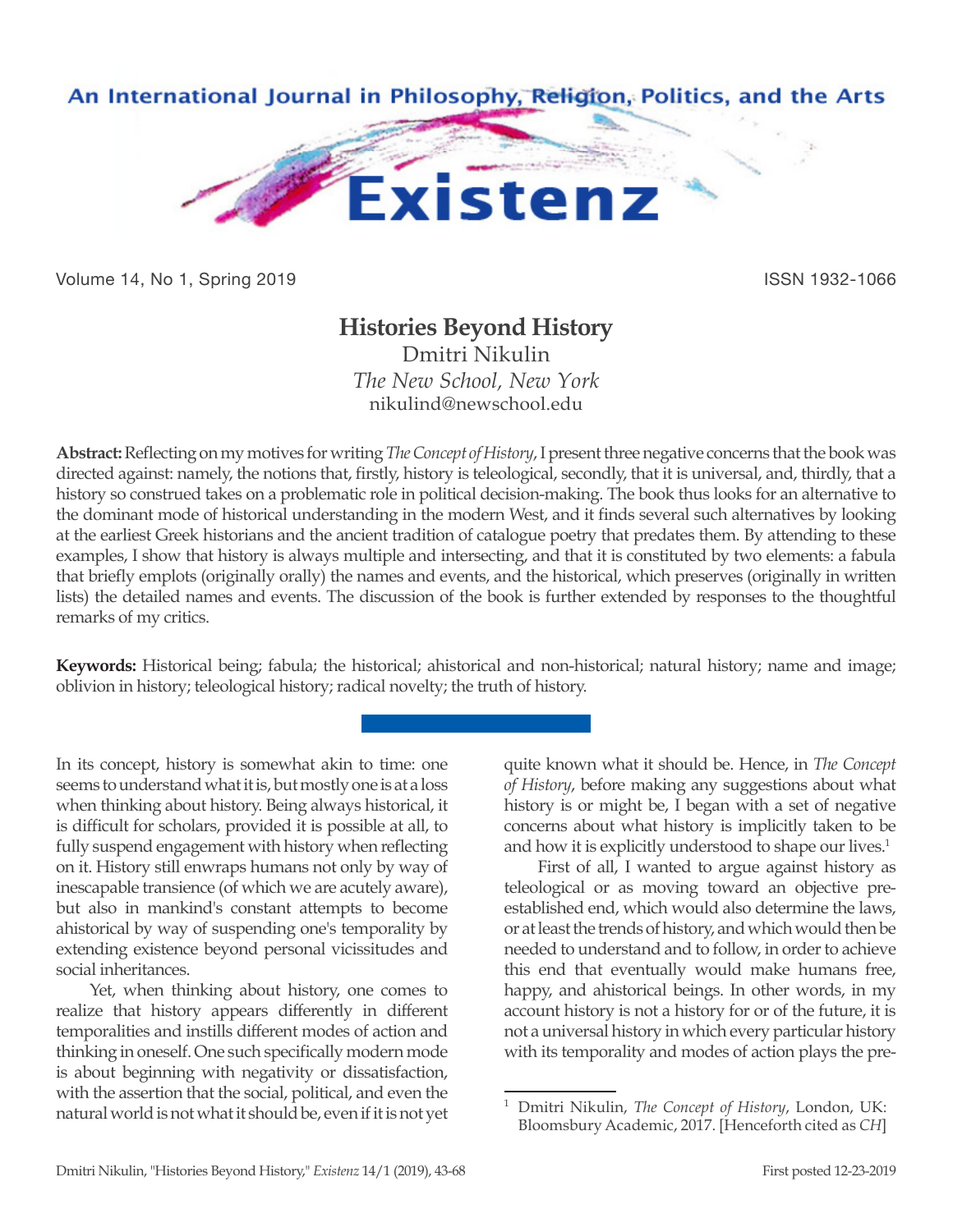An International Journal in Philosophy, Religion, Politics, and the Arts

# Existenz

Volume 14, No 1, Spring 2019 ISSN 1932-1066

## Histories Beyond History

Dmitri Nikulin

*The New School, New York*

nikulind@newschool.edu

**Abstract:** Reflecting on my motives for writing *The Concept of History*, I present three negative concerns that the book was directed against: namely, the notions that, firstly, history is teleological, secondly, that it is universal, and, thirdly, that a history so construed takes on a problematic role in political decision-making. The book thus looks for an alternative to the dominant mode of historical understanding in the modern West, and it finds several such alternatives by looking at the earliest Greek historians and the ancient tradition of catalogue poetry that predates them. By attending to these examples, I show that history is always multiple and intersecting, and that it is constituted by two elements: a fabula that briefly emplots (originally orally) the names and events, and the historical, which preserves (originally in written lists) the detailed names and events. The discussion of the book is further extended by responses to the thoughtful remarks of my critics.

**Keywords:** Historical being; fabula; the historical; ahistorical and non-historical; natural history; name and image; oblivion in history; teleological history; radical novelty; the truth of history.

In its concept, history is somewhat akin to time: one seems to understand what it is, but mostly one is at a loss when thinking about history. Being always historical, it is difficult for scholars, provided it is possible at all, to fully suspend engagement with history when reflecting on it. History still enwraps humans not only by way of inescapable transience (of which we are acutely aware), but also in mankind's constant attempts to become ahistorical by way of suspending one's temporality by extending existence beyond personal vicissitudes and social inheritances.

Yet, when thinking about history, one comes to realize that history appears differently in different temporalities and instills different modes of action and thinking in oneself. One such specifically modern mode is about beginning with negativity or dissatisfaction, with the assertion that the social, political, and even the natural world is not what it should be, even if it is not yet quite known what it should be. Hence, in *The Concept of History*, before making any suggestions about what history is or might be, I began with a set of negative concerns about what history is implicitly taken to be and how it is explicitly understood to shape our lives.[1]

First of all, I wanted to argue against history as teleological or as moving toward an objective pre-established end, which would also determine the laws, or at least the trends of history, and which would then be needed to understand and to follow, in order to achieve this end that eventually would make humans free, happy, and ahistorical beings. In other words, in my account history is not a history for or of the future, it is not a universal history in which every particular history with its temporality and modes of action plays the pre-

---

[1] Dmitri Nikulin, *The Concept of History*, London, UK: Bloomsbury Academic, 2017. [Henceforth cited as *CH*]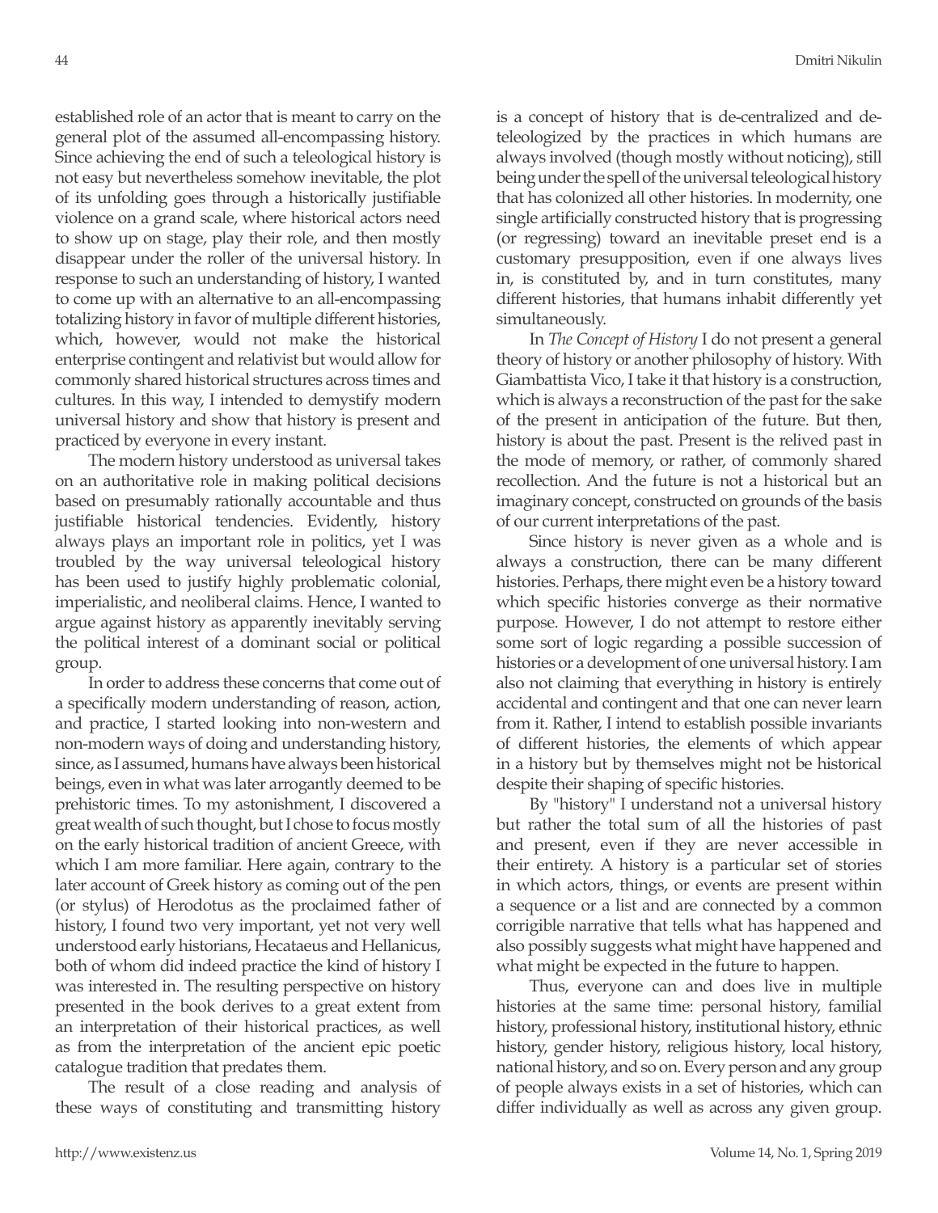established role of an actor that is meant to carry on the general plot of the assumed all-encompassing history. Since achieving the end of such a teleological history is not easy but nevertheless somehow inevitable, the plot of its unfolding goes through a historically justifiable violence on a grand scale, where historical actors need to show up on stage, play their role, and then mostly disappear under the roller of the universal history. In response to such an understanding of history, I wanted to come up with an alternative to an all-encompassing totalizing history in favor of multiple different histories, which, however, would not make the historical enterprise contingent and relativist but would allow for commonly shared historical structures across times and cultures. In this way, I intended to demystify modern universal history and show that history is present and practiced by everyone in every instant.

The modern history understood as universal takes on an authoritative role in making political decisions based on presumably rationally accountable and thus justifiable historical tendencies. Evidently, history always plays an important role in politics, yet I was troubled by the way universal teleological history has been used to justify highly problematic colonial, imperialistic, and neoliberal claims. Hence, I wanted to argue against history as apparently inevitably serving the political interest of a dominant social or political group.

In order to address these concerns that come out of a specifically modern understanding of reason, action, and practice, I started looking into non-western and non-modern ways of doing and understanding history, since, as I assumed, humans have always been historical beings, even in what was later arrogantly deemed to be prehistoric times. To my astonishment, I discovered a great wealth of such thought, but I chose to focus mostly on the early historical tradition of ancient Greece, with which I am more familiar. Here again, contrary to the later account of Greek history as coming out of the pen (or stylus) of Herodotus as the proclaimed father of history, I found two very important, yet not very well understood early historians, Hecataeus and Hellanicus, both of whom did indeed practice the kind of history I was interested in. The resulting perspective on history presented in the book derives to a great extent from an interpretation of their historical practices, as well as from the interpretation of the ancient epic poetic catalogue tradition that predates them.

The result of a close reading and analysis of these ways of constituting and transmitting history is a concept of history that is de-centralized and de-teleologized by the practices in which humans are always involved (though mostly without noticing), still being under the spell of the universal teleological history that has colonized all other histories. In modernity, one single artificially constructed history that is progressing (or regressing) toward an inevitable preset end is a customary presupposition, even if one always lives in, is constituted by, and in turn constitutes, many different histories, that humans inhabit differently yet simultaneously.

In *The Concept of History* I do not present a general theory of history or another philosophy of history. With Giambattista Vico, I take it that history is a construction, which is always a reconstruction of the past for the sake of the present in anticipation of the future. But then, history is about the past. Present is the relived past in the mode of memory, or rather, of commonly shared recollection. And the future is not a historical but an imaginary concept, constructed on grounds of the basis of our current interpretations of the past.

Since history is never given as a whole and is always a construction, there can be many different histories. Perhaps, there might even be a history toward which specific histories converge as their normative purpose. However, I do not attempt to restore either some sort of logic regarding a possible succession of histories or a development of one universal history. I am also not claiming that everything in history is entirely accidental and contingent and that one can never learn from it. Rather, I intend to establish possible invariants of different histories, the elements of which appear in a history but by themselves might not be historical despite their shaping of specific histories.

By "history" I understand not a universal history but rather the total sum of all the histories of past and present, even if they are never accessible in their entirety. A history is a particular set of stories in which actors, things, or events are present within a sequence or a list and are connected by a common corrigible narrative that tells what has happened and also possibly suggests what might have happened and what might be expected in the future to happen.

Thus, everyone can and does live in multiple histories at the same time: personal history, familial history, professional history, institutional history, ethnic history, gender history, religious history, local history, national history, and so on. Every person and any group of people always exists in a set of histories, which can differ individually as well as across any given group.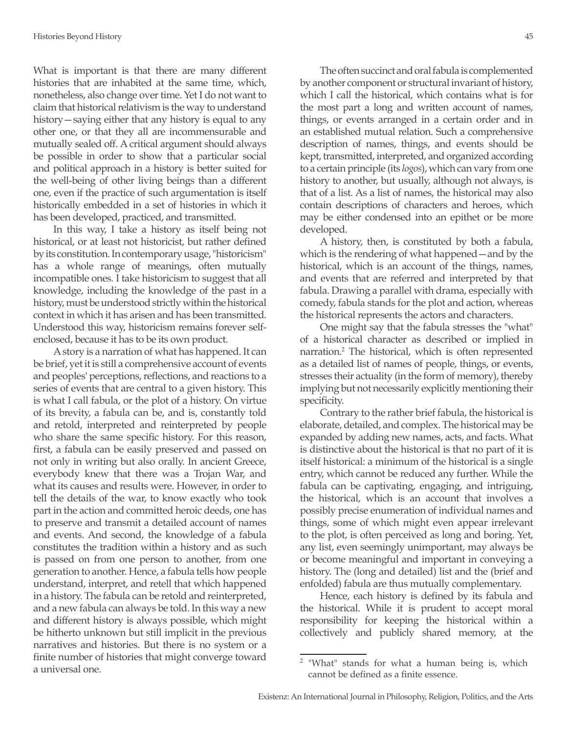What is important is that there are many different histories that are inhabited at the same time, which, nonetheless, also change over time. Yet I do not want to claim that historical relativism is the way to understand history—saying either that any history is equal to any other one, or that they all are incommensurable and mutually sealed off. A critical argument should always be possible in order to show that a particular social and political approach in a history is better suited for the well-being of other living beings than a different one, even if the practice of such argumentation is itself historically embedded in a set of histories in which it has been developed, practiced, and transmitted.

In this way, I take a history as itself being not historical, or at least not historicist, but rather defined by its constitution. In contemporary usage, "historicism" has a whole range of meanings, often mutually incompatible ones. I take historicism to suggest that all knowledge, including the knowledge of the past in a history, must be understood strictly within the historical context in which it has arisen and has been transmitted. Understood this way, historicism remains forever self-enclosed, because it has to be its own product.

A story is a narration of what has happened. It can be brief, yet it is still a comprehensive account of events and peoples' perceptions, reflections, and reactions to a series of events that are central to a given history. This is what I call fabula, or the plot of a history. On virtue of its brevity, a fabula can be, and is, constantly told and retold, interpreted and reinterpreted by people who share the same specific history. For this reason, first, a fabula can be easily preserved and passed on not only in writing but also orally. In ancient Greece, everybody knew that there was a Trojan War, and what its causes and results were. However, in order to tell the details of the war, to know exactly who took part in the action and committed heroic deeds, one has to preserve and transmit a detailed account of names and events. And second, the knowledge of a fabula constitutes the tradition within a history and as such is passed on from one person to another, from one generation to another. Hence, a fabula tells how people understand, interpret, and retell that which happened in a history. The fabula can be retold and reinterpreted, and a new fabula can always be told. In this way a new and different history is always possible, which might be hitherto unknown but still implicit in the previous narratives and histories. But there is no system or a finite number of histories that might converge toward a universal one.

The often succinct and oral fabula is complemented by another component or structural invariant of history, which I call the historical, which contains what is for the most part a long and written account of names, things, or events arranged in a certain order and in an established mutual relation. Such a comprehensive description of names, things, and events should be kept, transmitted, interpreted, and organized according to a certain principle (its *logos*), which can vary from one history to another, but usually, although not always, is that of a list. As a list of names, the historical may also contain descriptions of characters and heroes, which may be either condensed into an epithet or be more developed.

A history, then, is constituted by both a fabula, which is the rendering of what happened—and by the historical, which is an account of the things, names, and events that are referred and interpreted by that fabula. Drawing a parallel with drama, especially with comedy, fabula stands for the plot and action, whereas the historical represents the actors and characters.

One might say that the fabula stresses the "what" of a historical character as described or implied in narration.[2] The historical, which is often represented as a detailed list of names of people, things, or events, stresses their actuality (in the form of memory), thereby implying but not necessarily explicitly mentioning their specificity.

Contrary to the rather brief fabula, the historical is elaborate, detailed, and complex. The historical may be expanded by adding new names, acts, and facts. What is distinctive about the historical is that no part of it is itself historical: a minimum of the historical is a single entry, which cannot be reduced any further. While the fabula can be captivating, engaging, and intriguing, the historical, which is an account that involves a possibly precise enumeration of individual names and things, some of which might even appear irrelevant to the plot, is often perceived as long and boring. Yet, any list, even seemingly unimportant, may always be or become meaningful and important in conveying a history. The (long and detailed) list and the (brief and enfolded) fabula are thus mutually complementary.

Hence, each history is defined by its fabula and the historical. While it is prudent to accept moral responsibility for keeping the historical within a collectively and publicly shared memory, at the

[2] "What" stands for what a human being is, which cannot be defined as a finite essence.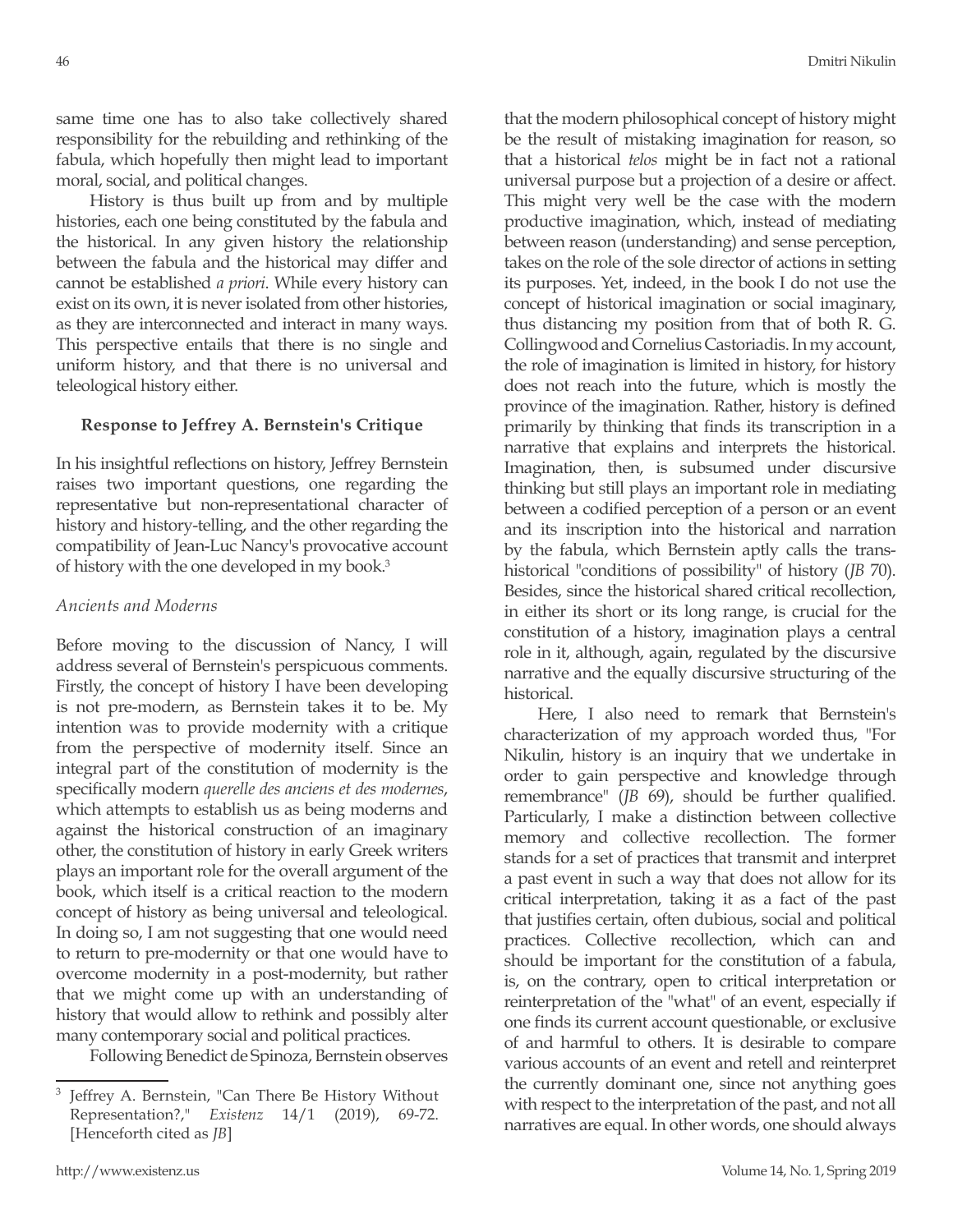same time one has to also take collectively shared responsibility for the rebuilding and rethinking of the fabula, which hopefully then might lead to important moral, social, and political changes.

History is thus built up from and by multiple histories, each one being constituted by the fabula and the historical. In any given history the relationship between the fabula and the historical may differ and cannot be established *a priori*. While every history can exist on its own, it is never isolated from other histories, as they are interconnected and interact in many ways. This perspective entails that there is no single and uniform history, and that there is no universal and teleological history either.

## Response to Jeffrey A. Bernstein's Critique

In his insightful reflections on history, Jeffrey Bernstein raises two important questions, one regarding the representative but non-representational character of history and history-telling, and the other regarding the compatibility of Jean-Luc Nancy's provocative account of history with the one developed in my book.[3]

### *Ancients and Moderns*

Before moving to the discussion of Nancy, I will address several of Bernstein's perspicuous comments. Firstly, the concept of history I have been developing is not pre-modern, as Bernstein takes it to be. My intention was to provide modernity with a critique from the perspective of modernity itself. Since an integral part of the constitution of modernity is the specifically modern *querelle des anciens et des modernes*, which attempts to establish us as being moderns and against the historical construction of an imaginary other, the constitution of history in early Greek writers plays an important role for the overall argument of the book, which itself is a critical reaction to the modern concept of history as being universal and teleological. In doing so, I am not suggesting that one would need to return to pre-modernity or that one would have to overcome modernity in a post-modernity, but rather that we might come up with an understanding of history that would allow to rethink and possibly alter many contemporary social and political practices.

Following Benedict de Spinoza, Bernstein observes that the modern philosophical concept of history might be the result of mistaking imagination for reason, so that a historical *telos* might be in fact not a rational universal purpose but a projection of a desire or affect. This might very well be the case with the modern productive imagination, which, instead of mediating between reason (understanding) and sense perception, takes on the role of the sole director of actions in setting its purposes. Yet, indeed, in the book I do not use the concept of historical imagination or social imaginary, thus distancing my position from that of both R. G. Collingwood and Cornelius Castoriadis. In my account, the role of imagination is limited in history, for history does not reach into the future, which is mostly the province of the imagination. Rather, history is defined primarily by thinking that finds its transcription in a narrative that explains and interprets the historical. Imagination, then, is subsumed under discursive thinking but still plays an important role in mediating between a codified perception of a person or an event and its inscription into the historical and narration by the fabula, which Bernstein aptly calls the trans-historical "conditions of possibility" of history (*JB* 70). Besides, since the historical shared critical recollection, in either its short or its long range, is crucial for the constitution of a history, imagination plays a central role in it, although, again, regulated by the discursive narrative and the equally discursive structuring of the historical.

Here, I also need to remark that Bernstein's characterization of my approach worded thus, "For Nikulin, history is an inquiry that we undertake in order to gain perspective and knowledge through remembrance" (*JB* 69), should be further qualified. Particularly, I make a distinction between collective memory and collective recollection. The former stands for a set of practices that transmit and interpret a past event in such a way that does not allow for its critical interpretation, taking it as a fact of the past that justifies certain, often dubious, social and political practices. Collective recollection, which can and should be important for the constitution of a fabula, is, on the contrary, open to critical interpretation or reinterpretation of the "what" of an event, especially if one finds its current account questionable, or exclusive of and harmful to others. It is desirable to compare various accounts of an event and retell and reinterpret the currently dominant one, since not anything goes with respect to the interpretation of the past, and not all narratives are equal. In other words, one should always

---

[3] Jeffrey A. Bernstein, "Can There Be History Without Representation?," *Existenz* 14/1 (2019), 69-72. [Henceforth cited as *JB*]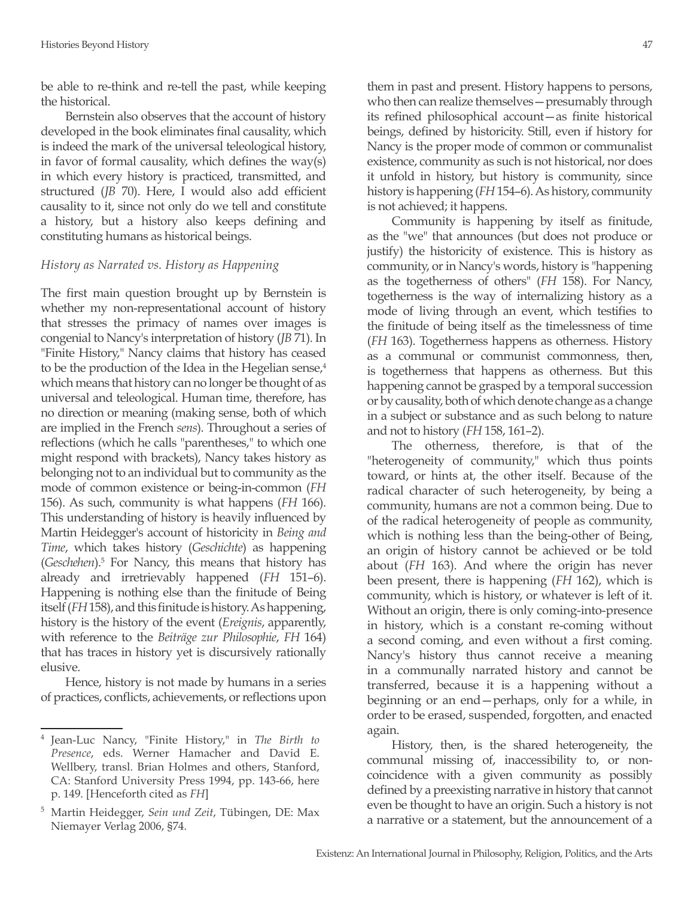be able to re-think and re-tell the past, while keeping the historical.

Bernstein also observes that the account of history developed in the book eliminates final causality, which is indeed the mark of the universal teleological history, in favor of formal causality, which defines the way(s) in which every history is practiced, transmitted, and structured (*JB* 70). Here, I would also add efficient causality to it, since not only do we tell and constitute a history, but a history also keeps defining and constituting humans as historical beings.

### *History as Narrated vs. History as Happening*

The first main question brought up by Bernstein is whether my non-representational account of history that stresses the primacy of names over images is congenial to Nancy's interpretation of history (*JB* 71). In "Finite History," Nancy claims that history has ceased to be the production of the Idea in the Hegelian sense,[4] which means that history can no longer be thought of as universal and teleological. Human time, therefore, has no direction or meaning (making sense, both of which are implied in the French *sens*). Throughout a series of reflections (which he calls "parentheses," to which one might respond with brackets), Nancy takes history as belonging not to an individual but to community as the mode of common existence or being-in-common (*FH* 156). As such, community is what happens (*FH* 166). This understanding of history is heavily influenced by Martin Heidegger's account of historicity in *Being and Time*, which takes history (*Geschichte*) as happening (*Geschehen*).[5] For Nancy, this means that history has already and irretrievably happened (*FH* 151–6). Happening is nothing else than the finitude of Being itself (*FH* 158), and this finitude is history. As happening, history is the history of the event (*Ereignis*, apparently, with reference to the *Beiträge zur Philosophie*, *FH* 164) that has traces in history yet is discursively rationally elusive.

Hence, history is not made by humans in a series of practices, conflicts, achievements, or reflections upon them in past and present. History happens to persons, who then can realize themselves—presumably through its refined philosophical account—as finite historical beings, defined by historicity. Still, even if history for Nancy is the proper mode of common or communalist existence, community as such is not historical, nor does it unfold in history, but history is community, since history is happening (*FH* 154–6). As history, community is not achieved; it happens.

Community is happening by itself as finitude, as the "we" that announces (but does not produce or justify) the historicity of existence. This is history as community, or in Nancy's words, history is "happening as the togetherness of others" (*FH* 158). For Nancy, togetherness is the way of internalizing history as a mode of living through an event, which testifies to the finitude of being itself as the timelessness of time (*FH* 163). Togetherness happens as otherness. History as a communal or communist commonness, then, is togetherness that happens as otherness. But this happening cannot be grasped by a temporal succession or by causality, both of which denote change as a change in a subject or substance and as such belong to nature and not to history (*FH* 158, 161–2).

The otherness, therefore, is that of the "heterogeneity of community," which thus points toward, or hints at, the other itself. Because of the radical character of such heterogeneity, by being a community, humans are not a common being. Due to of the radical heterogeneity of people as community, which is nothing less than the being-other of Being, an origin of history cannot be achieved or be told about (*FH* 163). And where the origin has never been present, there is happening (*FH* 162), which is community, which is history, or whatever is left of it. Without an origin, there is only coming-into-presence in history, which is a constant re-coming without a second coming, and even without a first coming. Nancy's history thus cannot receive a meaning in a communally narrated history and cannot be transferred, because it is a happening without a beginning or an end—perhaps, only for a while, in order to be erased, suspended, forgotten, and enacted again.

History, then, is the shared heterogeneity, the communal missing of, inaccessibility to, or non-coincidence with a given community as possibly defined by a preexisting narrative in history that cannot even be thought to have an origin. Such a history is not a narrative or a statement, but the announcement of a

---

[4] Jean-Luc Nancy, "Finite History," in *The Birth to Presence*, eds. Werner Hamacher and David E. Wellbery, transl. Brian Holmes and others, Stanford, CA: Stanford University Press 1994, pp. 143-66, here p. 149. [Henceforth cited as *FH*]

[5] Martin Heidegger, *Sein und Zeit*, Tübingen, DE: Max Niemayer Verlag 2006, §74.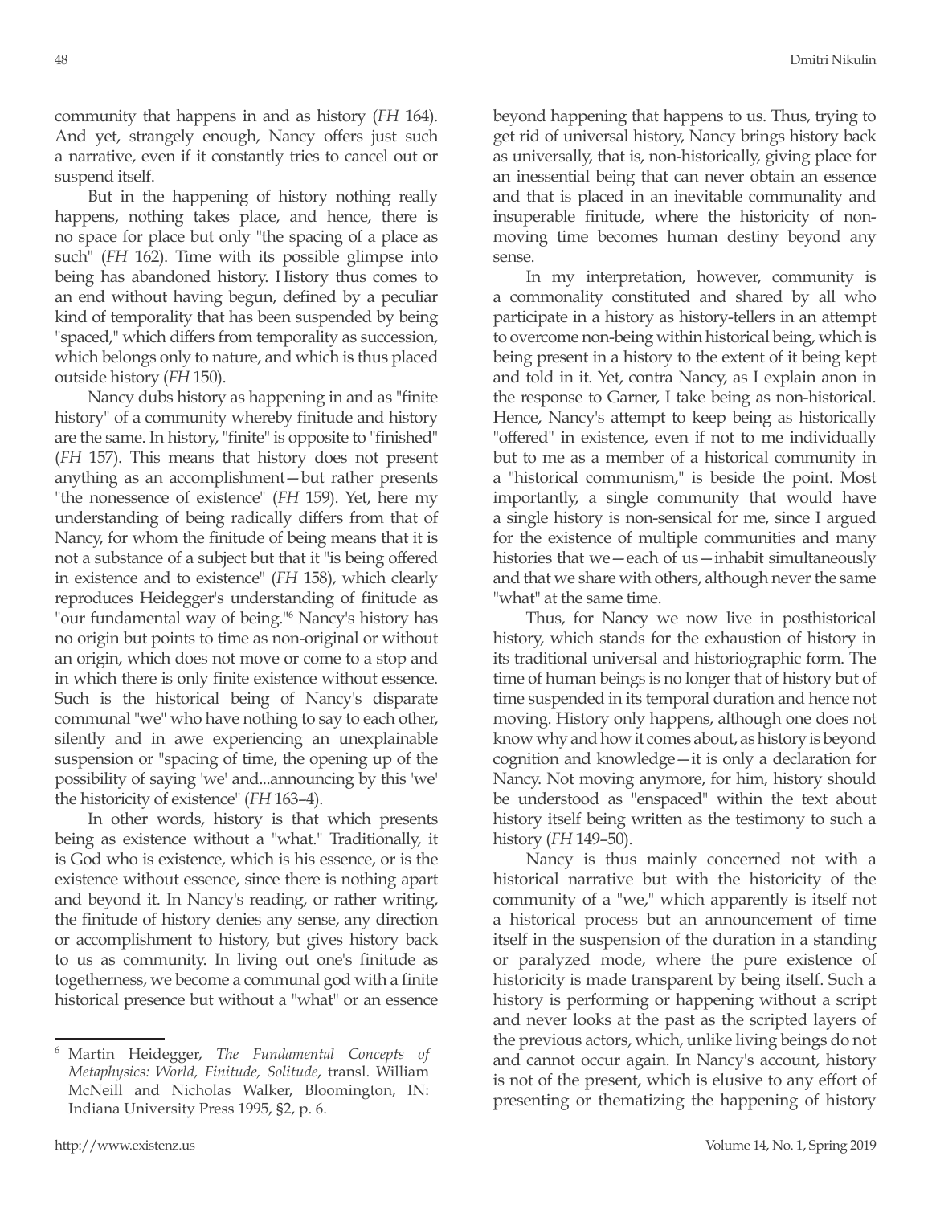community that happens in and as history (*FH* 164). And yet, strangely enough, Nancy offers just such a narrative, even if it constantly tries to cancel out or suspend itself.

But in the happening of history nothing really happens, nothing takes place, and hence, there is no space for place but only "the spacing of a place as such" (*FH* 162). Time with its possible glimpse into being has abandoned history. History thus comes to an end without having begun, defined by a peculiar kind of temporality that has been suspended by being "spaced," which differs from temporality as succession, which belongs only to nature, and which is thus placed outside history (*FH* 150).

Nancy dubs history as happening in and as "finite history" of a community whereby finitude and history are the same. In history, "finite" is opposite to "finished" (*FH* 157). This means that history does not present anything as an accomplishment—but rather presents "the nonessence of existence" (*FH* 159). Yet, here my understanding of being radically differs from that of Nancy, for whom the finitude of being means that it is not a substance of a subject but that it "is being offered in existence and to existence" (*FH* 158), which clearly reproduces Heidegger's understanding of finitude as "our fundamental way of being."[6] Nancy's history has no origin but points to time as non-original or without an origin, which does not move or come to a stop and in which there is only finite existence without essence. Such is the historical being of Nancy's disparate communal "we" who have nothing to say to each other, silently and in awe experiencing an unexplainable suspension or "spacing of time, the opening up of the possibility of saying 'we' and...announcing by this 'we' the historicity of existence" (*FH* 163–4).

In other words, history is that which presents being as existence without a "what." Traditionally, it is God who is existence, which is his essence, or is the existence without essence, since there is nothing apart and beyond it. In Nancy's reading, or rather writing, the finitude of history denies any sense, any direction or accomplishment to history, but gives history back to us as community. In living out one's finitude as togetherness, we become a communal god with a finite historical presence but without a "what" or an essence beyond happening that happens to us. Thus, trying to get rid of universal history, Nancy brings history back as universally, that is, non-historically, giving place for an inessential being that can never obtain an essence and that is placed in an inevitable communality and insuperable finitude, where the historicity of non-moving time becomes human destiny beyond any sense.

In my interpretation, however, community is a commonality constituted and shared by all who participate in a history as history-tellers in an attempt to overcome non-being within historical being, which is being present in a history to the extent of it being kept and told in it. Yet, contra Nancy, as I explain anon in the response to Garner, I take being as non-historical. Hence, Nancy's attempt to keep being as historically "offered" in existence, even if not to me individually but to me as a member of a historical community in a "historical communism," is beside the point. Most importantly, a single community that would have a single history is non-sensical for me, since I argued for the existence of multiple communities and many histories that we—each of us—inhabit simultaneously and that we share with others, although never the same "what" at the same time.

Thus, for Nancy we now live in posthistorical history, which stands for the exhaustion of history in its traditional universal and historiographic form. The time of human beings is no longer that of history but of time suspended in its temporal duration and hence not moving. History only happens, although one does not know why and how it comes about, as history is beyond cognition and knowledge—it is only a declaration for Nancy. Not moving anymore, for him, history should be understood as "enspaced" within the text about history itself being written as the testimony to such a history (*FH* 149–50).

Nancy is thus mainly concerned not with a historical narrative but with the historicity of the community of a "we," which apparently is itself not a historical process but an announcement of time itself in the suspension of the duration in a standing or paralyzed mode, where the pure existence of historicity is made transparent by being itself. Such a history is performing or happening without a script and never looks at the past as the scripted layers of the previous actors, which, unlike living beings do not and cannot occur again. In Nancy's account, history is not of the present, which is elusive to any effort of presenting or thematizing the happening of history

[6] Martin Heidegger, *The Fundamental Concepts of Metaphysics: World, Finitude, Solitude*, transl. William McNeill and Nicholas Walker, Bloomington, IN: Indiana University Press 1995, §2, p. 6.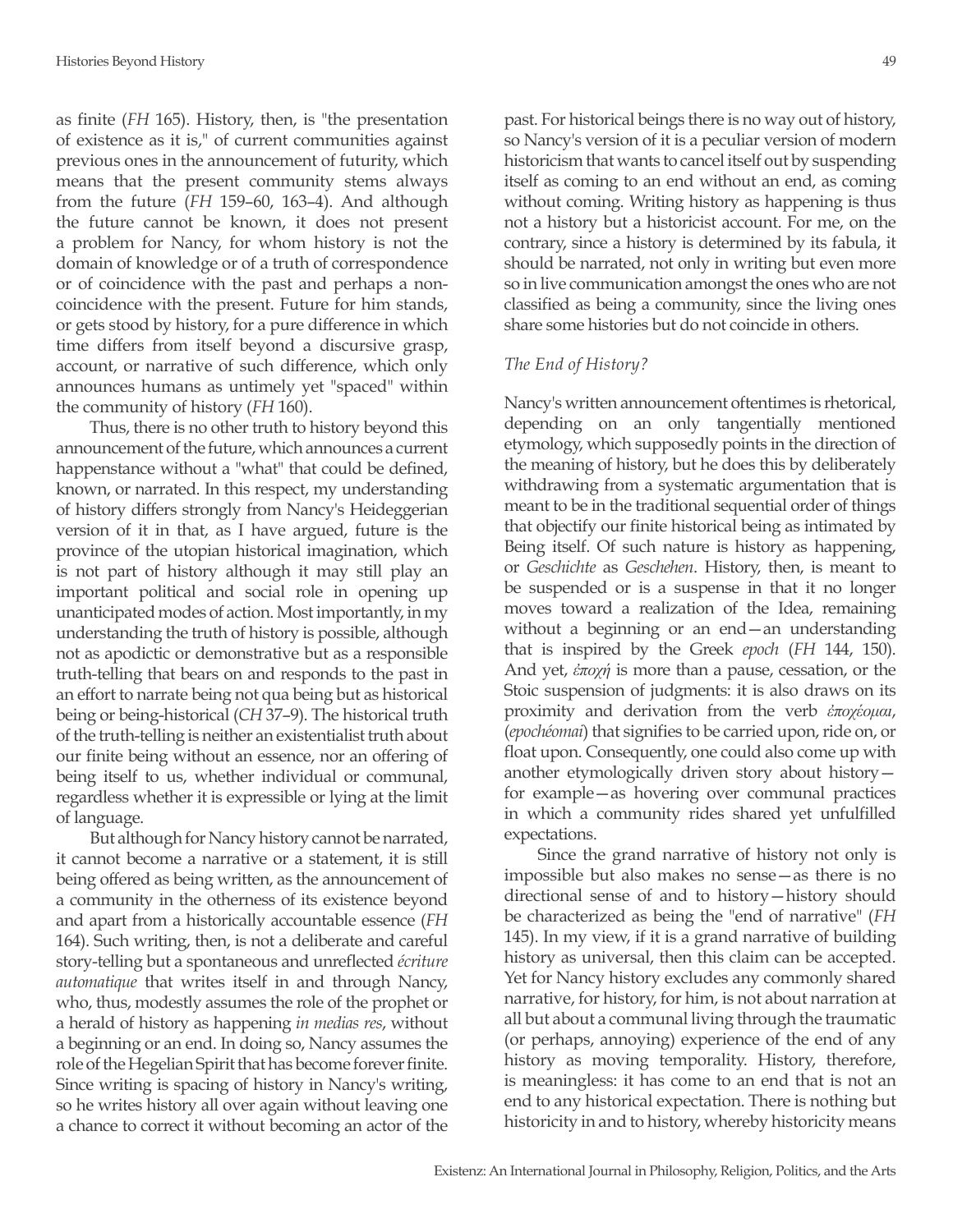as finite (*FH* 165). History, then, is "the presentation of existence as it is," of current communities against previous ones in the announcement of futurity, which means that the present community stems always from the future (*FH* 159–60, 163–4). And although the future cannot be known, it does not present a problem for Nancy, for whom history is not the domain of knowledge or of a truth of correspondence or of coincidence with the past and perhaps a non-coincidence with the present. Future for him stands, or gets stood by history, for a pure difference in which time differs from itself beyond a discursive grasp, account, or narrative of such difference, which only announces humans as untimely yet "spaced" within the community of history (*FH* 160).

Thus, there is no other truth to history beyond this announcement of the future, which announces a current happenstance without a "what" that could be defined, known, or narrated. In this respect, my understanding of history differs strongly from Nancy's Heideggerian version of it in that, as I have argued, future is the province of the utopian historical imagination, which is not part of history although it may still play an important political and social role in opening up unanticipated modes of action. Most importantly, in my understanding the truth of history is possible, although not as apodictic or demonstrative but as a responsible truth-telling that bears on and responds to the past in an effort to narrate being not qua being but as historical being or being-historical (*CH* 37–9). The historical truth of the truth-telling is neither an existentialist truth about our finite being without an essence, nor an offering of being itself to us, whether individual or communal, regardless whether it is expressible or lying at the limit of language.

But although for Nancy history cannot be narrated, it cannot become a narrative or a statement, it is still being offered as being written, as the announcement of a community in the otherness of its existence beyond and apart from a historically accountable essence (*FH* 164). Such writing, then, is not a deliberate and careful story-telling but a spontaneous and unreflected *écriture automatique* that writes itself in and through Nancy, who, thus, modestly assumes the role of the prophet or a herald of history as happening *in medias res*, without a beginning or an end. In doing so, Nancy assumes the role of the Hegelian Spirit that has become forever finite. Since writing is spacing of history in Nancy's writing, so he writes history all over again without leaving one a chance to correct it without becoming an actor of the past. For historical beings there is no way out of history, so Nancy's version of it is a peculiar version of modern historicism that wants to cancel itself out by suspending itself as coming to an end without an end, as coming without coming. Writing history as happening is thus not a history but a historicist account. For me, on the contrary, since a history is determined by its fabula, it should be narrated, not only in writing but even more so in live communication amongst the ones who are not classified as being a community, since the living ones share some histories but do not coincide in others.

### *The End of History?*

Nancy's written announcement oftentimes is rhetorical, depending on an only tangentially mentioned etymology, which supposedly points in the direction of the meaning of history, but he does this by deliberately withdrawing from a systematic argumentation that is meant to be in the traditional sequential order of things that objectify our finite historical being as intimated by Being itself. Of such nature is history as happening, or *Geschichte* as *Geschehen*. History, then, is meant to be suspended or is a suspense in that it no longer moves toward a realization of the Idea, remaining without a beginning or an end—an understanding that is inspired by the Greek *epoch* (*FH* 144, 150). And yet, *ἐποχή* is more than a pause, cessation, or the Stoic suspension of judgments: it is also draws on its proximity and derivation from the verb *ἐποχέομαι*, (*epochéomai*) that signifies to be carried upon, ride on, or float upon. Consequently, one could also come up with another etymologically driven story about history—for example—as hovering over communal practices in which a community rides shared yet unfulfilled expectations.

Since the grand narrative of history not only is impossible but also makes no sense—as there is no directional sense of and to history—history should be characterized as being the "end of narrative" (*FH* 145). In my view, if it is a grand narrative of building history as universal, then this claim can be accepted. Yet for Nancy history excludes any commonly shared narrative, for history, for him, is not about narration at all but about a communal living through the traumatic (or perhaps, annoying) experience of the end of any history as moving temporality. History, therefore, is meaningless: it has come to an end that is not an end to any historical expectation. There is nothing but historicity in and to history, whereby historicity means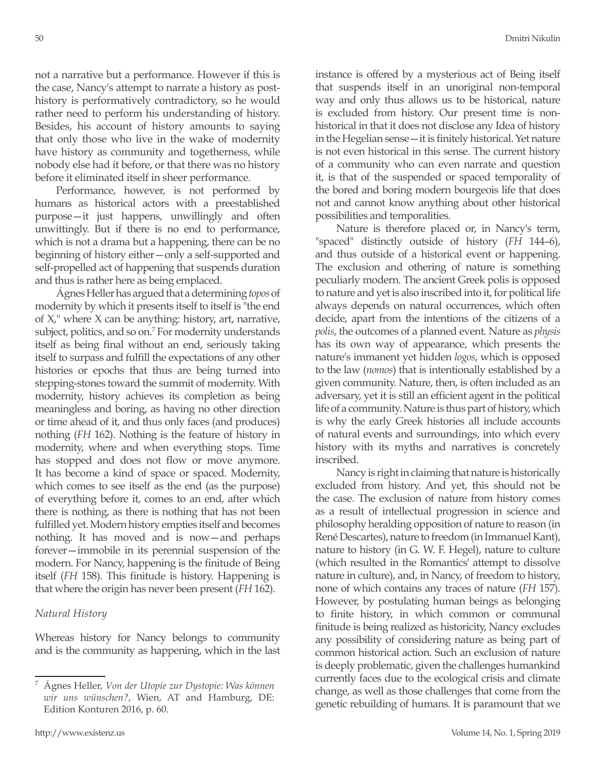not a narrative but a performance. However if this is the case, Nancy's attempt to narrate a history as post-history is performatively contradictory, so he would rather need to perform his understanding of history. Besides, his account of history amounts to saying that only those who live in the wake of modernity have history as community and togetherness, while nobody else had it before, or that there was no history before it eliminated itself in sheer performance.

Performance, however, is not performed by humans as historical actors with a preestablished purpose—it just happens, unwillingly and often unwittingly. But if there is no end to performance, which is not a drama but a happening, there can be no beginning of history either—only a self-supported and self-propelled act of happening that suspends duration and thus is rather here as being emplaced.

Ágnes Heller has argued that a determining *topos* of modernity by which it presents itself to itself is "the end of X," where X can be anything: history, art, narrative, subject, politics, and so on.[7] For modernity understands itself as being final without an end, seriously taking itself to surpass and fulfill the expectations of any other histories or epochs that thus are being turned into stepping-stones toward the summit of modernity. With modernity, history achieves its completion as being meaningless and boring, as having no other direction or time ahead of it, and thus only faces (and produces) nothing (*FH* 162). Nothing is the feature of history in modernity, where and when everything stops. Time has stopped and does not flow or move anymore. It has become a kind of space or spaced. Modernity, which comes to see itself as the end (as the purpose) of everything before it, comes to an end, after which there is nothing, as there is nothing that has not been fulfilled yet. Modern history empties itself and becomes nothing. It has moved and is now—and perhaps forever—immobile in its perennial suspension of the modern. For Nancy, happening is the finitude of Being itself (*FH* 158). This finitude is history. Happening is that where the origin has never been present (*FH* 162).

*Natural History*

Whereas history for Nancy belongs to community and is the community as happening, which in the last instance is offered by a mysterious act of Being itself that suspends itself in an unoriginal non-temporal way and only thus allows us to be historical, nature is excluded from history. Our present time is non-historical in that it does not disclose any Idea of history in the Hegelian sense—it is finitely historical. Yet nature is not even historical in this sense. The current history of a community who can even narrate and question it, is that of the suspended or spaced temporality of the bored and boring modern bourgeois life that does not and cannot know anything about other historical possibilities and temporalities.

Nature is therefore placed or, in Nancy's term, "spaced" distinctly outside of history (*FH* 144–6), and thus outside of a historical event or happening. The exclusion and othering of nature is something peculiarly modern. The ancient Greek polis is opposed to nature and yet is also inscribed into it, for political life always depends on natural occurrences, which often decide, apart from the intentions of the citizens of a *polis*, the outcomes of a planned event. Nature as *physis* has its own way of appearance, which presents the nature's immanent yet hidden *logos*, which is opposed to the law (*nomos*) that is intentionally established by a given community. Nature, then, is often included as an adversary, yet it is still an efficient agent in the political life of a community. Nature is thus part of history, which is why the early Greek histories all include accounts of natural events and surroundings, into which every history with its myths and narratives is concretely inscribed.

Nancy is right in claiming that nature is historically excluded from history. And yet, this should not be the case. The exclusion of nature from history comes as a result of intellectual progression in science and philosophy heralding opposition of nature to reason (in René Descartes), nature to freedom (in Immanuel Kant), nature to history (in G. W. F. Hegel), nature to culture (which resulted in the Romantics' attempt to dissolve nature in culture), and, in Nancy, of freedom to history, none of which contains any traces of nature (*FH* 157). However, by postulating human beings as belonging to finite history, in which common or communal finitude is being realized as historicity, Nancy excludes any possibility of considering nature as being part of common historical action. Such an exclusion of nature is deeply problematic, given the challenges humankind currently faces due to the ecological crisis and climate change, as well as those challenges that come from the genetic rebuilding of humans. It is paramount that we

---

[7] Ágnes Heller, *Von der Utopie zur Dystopie: Was können wir uns wünschen?*, Wien, AT and Hamburg, DE: Edition Konturen 2016, p. 60.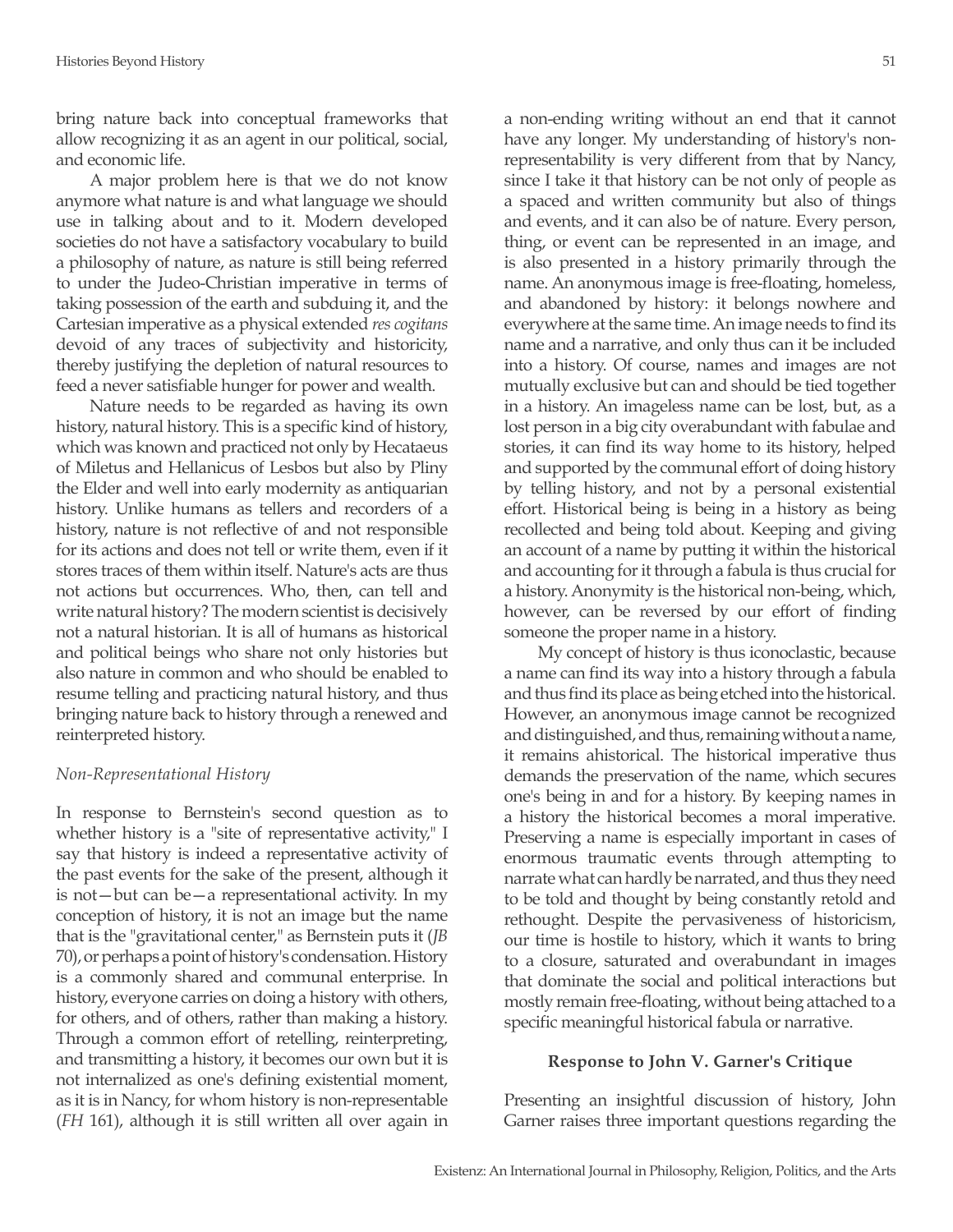bring nature back into conceptual frameworks that allow recognizing it as an agent in our political, social, and economic life.

A major problem here is that we do not know anymore what nature is and what language we should use in talking about and to it. Modern developed societies do not have a satisfactory vocabulary to build a philosophy of nature, as nature is still being referred to under the Judeo-Christian imperative in terms of taking possession of the earth and subduing it, and the Cartesian imperative as a physical extended *res cogitans* devoid of any traces of subjectivity and historicity, thereby justifying the depletion of natural resources to feed a never satisfiable hunger for power and wealth.

Nature needs to be regarded as having its own history, natural history. This is a specific kind of history, which was known and practiced not only by Hecataeus of Miletus and Hellanicus of Lesbos but also by Pliny the Elder and well into early modernity as antiquarian history. Unlike humans as tellers and recorders of a history, nature is not reflective of and not responsible for its actions and does not tell or write them, even if it stores traces of them within itself. Nature's acts are thus not actions but occurrences. Who, then, can tell and write natural history? The modern scientist is decisively not a natural historian. It is all of humans as historical and political beings who share not only histories but also nature in common and who should be enabled to resume telling and practicing natural history, and thus bringing nature back to history through a renewed and reinterpreted history.

*Non-Representational History*

In response to Bernstein's second question as to whether history is a "site of representative activity," I say that history is indeed a representative activity of the past events for the sake of the present, although it is not—but can be—a representational activity. In my conception of history, it is not an image but the name that is the "gravitational center," as Bernstein puts it (*JB* 70), or perhaps a point of history's condensation. History is a commonly shared and communal enterprise. In history, everyone carries on doing a history with others, for others, and of others, rather than making a history. Through a common effort of retelling, reinterpreting, and transmitting a history, it becomes our own but it is not internalized as one's defining existential moment, as it is in Nancy, for whom history is non-representable (*FH* 161), although it is still written all over again in a non-ending writing without an end that it cannot have any longer. My understanding of history's non-representability is very different from that by Nancy, since I take it that history can be not only of people as a spaced and written community but also of things and events, and it can also be of nature. Every person, thing, or event can be represented in an image, and is also presented in a history primarily through the name. An anonymous image is free-floating, homeless, and abandoned by history: it belongs nowhere and everywhere at the same time. An image needs to find its name and a narrative, and only thus can it be included into a history. Of course, names and images are not mutually exclusive but can and should be tied together in a history. An imageless name can be lost, but, as a lost person in a big city overabundant with fabulae and stories, it can find its way home to its history, helped and supported by the communal effort of doing history by telling history, and not by a personal existential effort. Historical being is being in a history as being recollected and being told about. Keeping and giving an account of a name by putting it within the historical and accounting for it through a fabula is thus crucial for a history. Anonymity is the historical non-being, which, however, can be reversed by our effort of finding someone the proper name in a history.

My concept of history is thus iconoclastic, because a name can find its way into a history through a fabula and thus find its place as being etched into the historical. However, an anonymous image cannot be recognized and distinguished, and thus, remaining without a name, it remains ahistorical. The historical imperative thus demands the preservation of the name, which secures one's being in and for a history. By keeping names in a history the historical becomes a moral imperative. Preserving a name is especially important in cases of enormous traumatic events through attempting to narrate what can hardly be narrated, and thus they need to be told and thought by being constantly retold and rethought. Despite the pervasiveness of historicism, our time is hostile to history, which it wants to bring to a closure, saturated and overabundant in images that dominate the social and political interactions but mostly remain free-floating, without being attached to a specific meaningful historical fabula or narrative.

### Response to John V. Garner's Critique

Presenting an insightful discussion of history, John Garner raises three important questions regarding the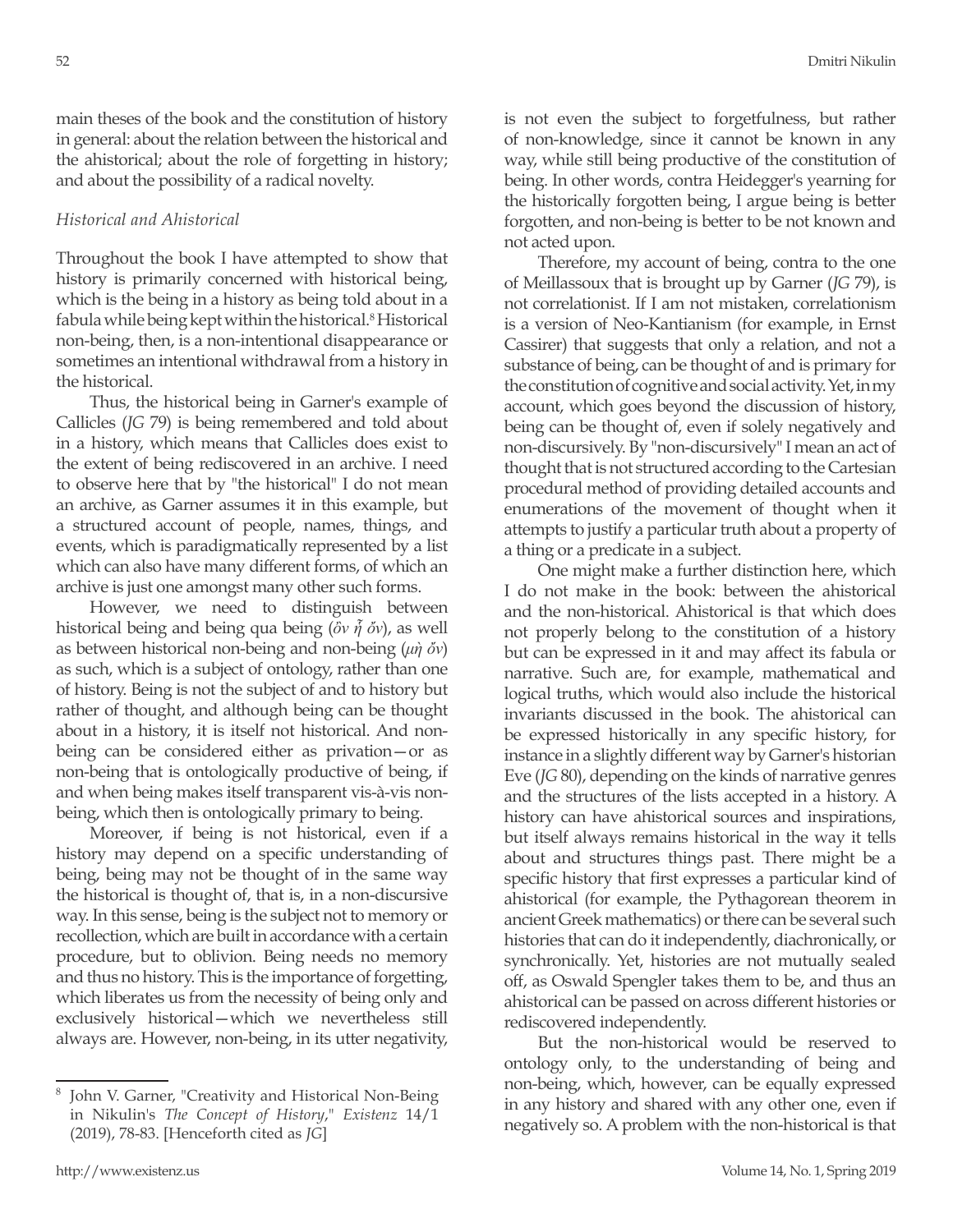main theses of the book and the constitution of history in general: about the relation between the historical and the ahistorical; about the role of forgetting in history; and about the possibility of a radical novelty.

*Historical and Ahistorical*

Throughout the book I have attempted to show that history is primarily concerned with historical being, which is the being in a history as being told about in a fabula while being kept within the historical.[8] Historical non-being, then, is a non-intentional disappearance or sometimes an intentional withdrawal from a history in the historical.

Thus, the historical being in Garner's example of Callicles (*JG* 79) is being remembered and told about in a history, which means that Callicles does exist to the extent of being rediscovered in an archive. I need to observe here that by "the historical" I do not mean an archive, as Garner assumes it in this example, but a structured account of people, names, things, and events, which is paradigmatically represented by a list which can also have many different forms, of which an archive is just one amongst many other such forms.

However, we need to distinguish between historical being and being qua being (*ὂν ᾗ ὄν*), as well as between historical non-being and non-being (*μὴ ὄν*) as such, which is a subject of ontology, rather than one of history. Being is not the subject of and to history but rather of thought, and although being can be thought about in a history, it is itself not historical. And non-being can be considered either as privation—or as non-being that is ontologically productive of being, if and when being makes itself transparent vis-à-vis non-being, which then is ontologically primary to being.

Moreover, if being is not historical, even if a history may depend on a specific understanding of being, being may not be thought of in the same way the historical is thought of, that is, in a non-discursive way. In this sense, being is the subject not to memory or recollection, which are built in accordance with a certain procedure, but to oblivion. Being needs no memory and thus no history. This is the importance of forgetting, which liberates us from the necessity of being only and exclusively historical—which we nevertheless still always are. However, non-being, in its utter negativity, is not even the subject to forgetfulness, but rather of non-knowledge, since it cannot be known in any way, while still being productive of the constitution of being. In other words, contra Heidegger's yearning for the historically forgotten being, I argue being is better forgotten, and non-being is better to be not known and not acted upon.

Therefore, my account of being, contra to the one of Meillassoux that is brought up by Garner (*JG* 79), is not correlationist. If I am not mistaken, correlationism is a version of Neo-Kantianism (for example, in Ernst Cassirer) that suggests that only a relation, and not a substance of being, can be thought of and is primary for the constitution of cognitive and social activity. Yet, in my account, which goes beyond the discussion of history, being can be thought of, even if solely negatively and non-discursively. By "non-discursively" I mean an act of thought that is not structured according to the Cartesian procedural method of providing detailed accounts and enumerations of the movement of thought when it attempts to justify a particular truth about a property of a thing or a predicate in a subject.

One might make a further distinction here, which I do not make in the book: between the ahistorical and the non-historical. Ahistorical is that which does not properly belong to the constitution of a history but can be expressed in it and may affect its fabula or narrative. Such are, for example, mathematical and logical truths, which would also include the historical invariants discussed in the book. The ahistorical can be expressed historically in any specific history, for instance in a slightly different way by Garner's historian Eve (*JG* 80), depending on the kinds of narrative genres and the structures of the lists accepted in a history. A history can have ahistorical sources and inspirations, but itself always remains historical in the way it tells about and structures things past. There might be a specific history that first expresses a particular kind of ahistorical (for example, the Pythagorean theorem in ancient Greek mathematics) or there can be several such histories that can do it independently, diachronically, or synchronically. Yet, histories are not mutually sealed off, as Oswald Spengler takes them to be, and thus an ahistorical can be passed on across different histories or rediscovered independently.

But the non-historical would be reserved to ontology only, to the understanding of being and non-being, which, however, can be equally expressed in any history and shared with any other one, even if negatively so. A problem with the non-historical is that

---

[8] John V. Garner, "Creativity and Historical Non-Being in Nikulin's *The Concept of History*," *Existenz* 14/1 (2019), 78-83. [Henceforth cited as *JG*]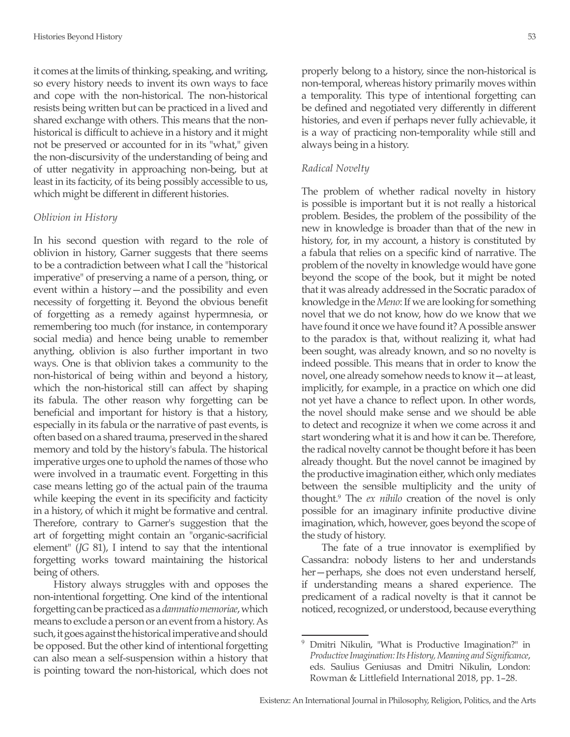it comes at the limits of thinking, speaking, and writing, so every history needs to invent its own ways to face and cope with the non-historical. The non-historical resists being written but can be practiced in a lived and shared exchange with others. This means that the non-historical is difficult to achieve in a history and it might not be preserved or accounted for in its "what," given the non-discursivity of the understanding of being and of utter negativity in approaching non-being, but at least in its facticity, of its being possibly accessible to us, which might be different in different histories.

### *Oblivion in History*

In his second question with regard to the role of oblivion in history, Garner suggests that there seems to be a contradiction between what I call the "historical imperative" of preserving a name of a person, thing, or event within a history—and the possibility and even necessity of forgetting it. Beyond the obvious benefit of forgetting as a remedy against hypermnesia, or remembering too much (for instance, in contemporary social media) and hence being unable to remember anything, oblivion is also further important in two ways. One is that oblivion takes a community to the non-historical of being within and beyond a history, which the non-historical still can affect by shaping its fabula. The other reason why forgetting can be beneficial and important for history is that a history, especially in its fabula or the narrative of past events, is often based on a shared trauma, preserved in the shared memory and told by the history's fabula. The historical imperative urges one to uphold the names of those who were involved in a traumatic event. Forgetting in this case means letting go of the actual pain of the trauma while keeping the event in its specificity and facticity in a history, of which it might be formative and central. Therefore, contrary to Garner's suggestion that the art of forgetting might contain an "organic-sacrificial element" (*JG* 81), I intend to say that the intentional forgetting works toward maintaining the historical being of others.

History always struggles with and opposes the non-intentional forgetting. One kind of the intentional forgetting can be practiced as a *damnatio memoriae*, which means to exclude a person or an event from a history. As such, it goes against the historical imperative and should be opposed. But the other kind of intentional forgetting can also mean a self-suspension within a history that is pointing toward the non-historical, which does not properly belong to a history, since the non-historical is non-temporal, whereas history primarily moves within a temporality. This type of intentional forgetting can be defined and negotiated very differently in different histories, and even if perhaps never fully achievable, it is a way of practicing non-temporality while still and always being in a history.

### *Radical Novelty*

The problem of whether radical novelty in history is possible is important but it is not really a historical problem. Besides, the problem of the possibility of the new in knowledge is broader than that of the new in history, for, in my account, a history is constituted by a fabula that relies on a specific kind of narrative. The problem of the novelty in knowledge would have gone beyond the scope of the book, but it might be noted that it was already addressed in the Socratic paradox of knowledge in the *Meno*: If we are looking for something novel that we do not know, how do we know that we have found it once we have found it? A possible answer to the paradox is that, without realizing it, what had been sought, was already known, and so no novelty is indeed possible. This means that in order to know the novel, one already somehow needs to know it—at least, implicitly, for example, in a practice on which one did not yet have a chance to reflect upon. In other words, the novel should make sense and we should be able to detect and recognize it when we come across it and start wondering what it is and how it can be. Therefore, the radical novelty cannot be thought before it has been already thought. But the novel cannot be imagined by the productive imagination either, which only mediates between the sensible multiplicity and the unity of thought.[9] The *ex nihilo* creation of the novel is only possible for an imaginary infinite productive divine imagination, which, however, goes beyond the scope of the study of history.

The fate of a true innovator is exemplified by Cassandra: nobody listens to her and understands her—perhaps, she does not even understand herself, if understanding means a shared experience. The predicament of a radical novelty is that it cannot be noticed, recognized, or understood, because everything

---

[9] Dmitri Nikulin, "What is Productive Imagination?" in *Productive Imagination: Its History, Meaning and Significance*, eds. Saulius Geniusas and Dmitri Nikulin, London: Rowman & Littlefield International 2018, pp. 1–28.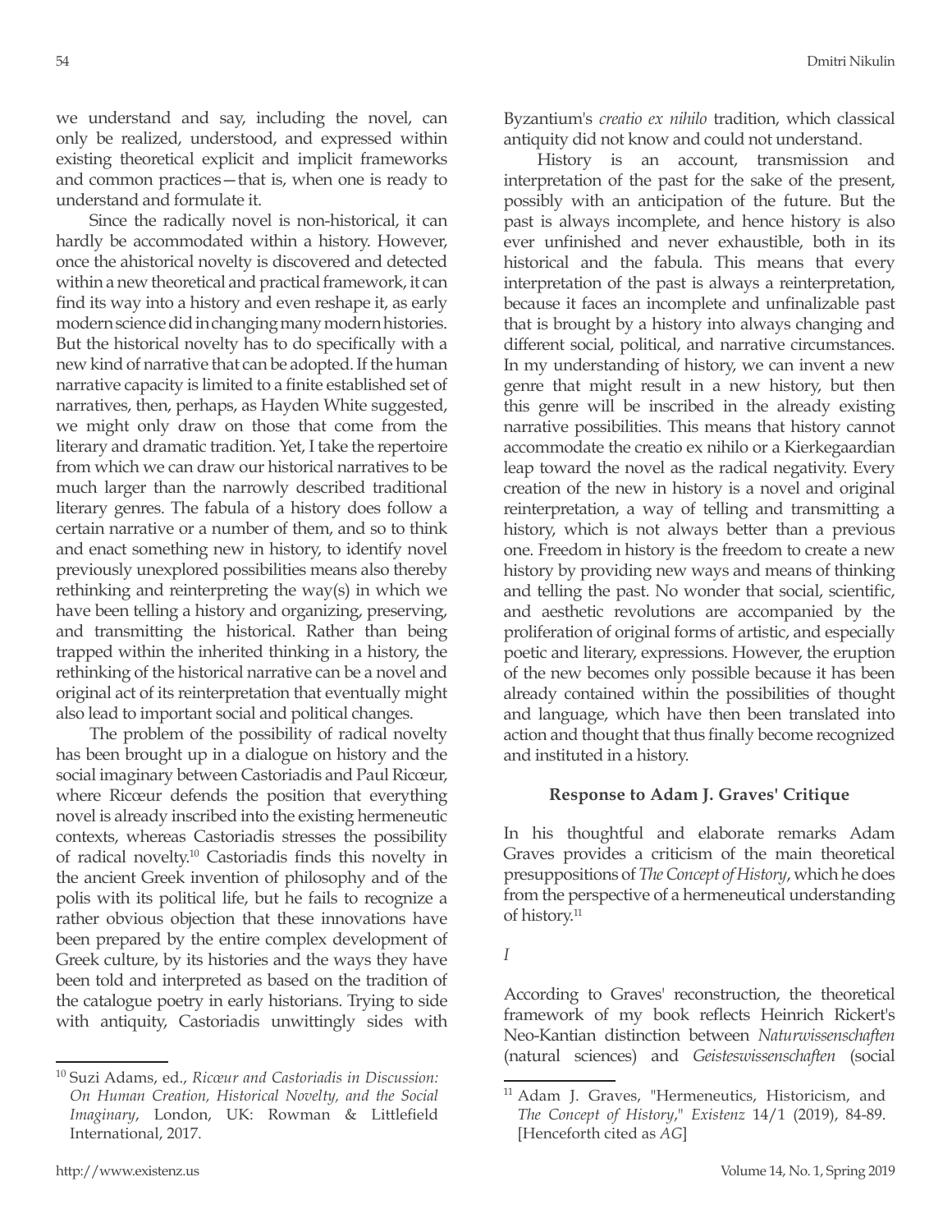we understand and say, including the novel, can only be realized, understood, and expressed within existing theoretical explicit and implicit frameworks and common practices—that is, when one is ready to understand and formulate it.

Since the radically novel is non-historical, it can hardly be accommodated within a history. However, once the ahistorical novelty is discovered and detected within a new theoretical and practical framework, it can find its way into a history and even reshape it, as early modern science did in changing many modern histories. But the historical novelty has to do specifically with a new kind of narrative that can be adopted. If the human narrative capacity is limited to a finite established set of narratives, then, perhaps, as Hayden White suggested, we might only draw on those that come from the literary and dramatic tradition. Yet, I take the repertoire from which we can draw our historical narratives to be much larger than the narrowly described traditional literary genres. The fabula of a history does follow a certain narrative or a number of them, and so to think and enact something new in history, to identify novel previously unexplored possibilities means also thereby rethinking and reinterpreting the way(s) in which we have been telling a history and organizing, preserving, and transmitting the historical. Rather than being trapped within the inherited thinking in a history, the rethinking of the historical narrative can be a novel and original act of its reinterpretation that eventually might also lead to important social and political changes.

The problem of the possibility of radical novelty has been brought up in a dialogue on history and the social imaginary between Castoriadis and Paul Ricœur, where Ricœur defends the position that everything novel is already inscribed into the existing hermeneutic contexts, whereas Castoriadis stresses the possibility of radical novelty.[10] Castoriadis finds this novelty in the ancient Greek invention of philosophy and of the polis with its political life, but he fails to recognize a rather obvious objection that these innovations have been prepared by the entire complex development of Greek culture, by its histories and the ways they have been told and interpreted as based on the tradition of the catalogue poetry in early historians. Trying to side with antiquity, Castoriadis unwittingly sides with Byzantium's *creatio ex nihilo* tradition, which classical antiquity did not know and could not understand.

History is an account, transmission and interpretation of the past for the sake of the present, possibly with an anticipation of the future. But the past is always incomplete, and hence history is also ever unfinished and never exhaustible, both in its historical and the fabula. This means that every interpretation of the past is always a reinterpretation, because it faces an incomplete and unfinalizable past that is brought by a history into always changing and different social, political, and narrative circumstances. In my understanding of history, we can invent a new genre that might result in a new history, but then this genre will be inscribed in the already existing narrative possibilities. This means that history cannot accommodate the creatio ex nihilo or a Kierkegaardian leap toward the novel as the radical negativity. Every creation of the new in history is a novel and original reinterpretation, a way of telling and transmitting a history, which is not always better than a previous one. Freedom in history is the freedom to create a new history by providing new ways and means of thinking and telling the past. No wonder that social, scientific, and aesthetic revolutions are accompanied by the proliferation of original forms of artistic, and especially poetic and literary, expressions. However, the eruption of the new becomes only possible because it has been already contained within the possibilities of thought and language, which have then been translated into action and thought that thus finally become recognized and instituted in a history.

## Response to Adam J. Graves' Critique

In his thoughtful and elaborate remarks Adam Graves provides a criticism of the main theoretical presuppositions of *The Concept of History*, which he does from the perspective of a hermeneutical understanding of history.[11]

*I*

According to Graves' reconstruction, the theoretical framework of my book reflects Heinrich Rickert's Neo-Kantian distinction between *Naturwissenschaften* (natural sciences) and *Geisteswissenschaften* (social

---

[10] Suzi Adams, ed., *Ricœur and Castoriadis in Discussion: On Human Creation, Historical Novelty, and the Social Imaginary*, London, UK: Rowman & Littlefield International, 2017.

[11] Adam J. Graves, "Hermeneutics, Historicism, and *The Concept of History*," *Existenz* 14/1 (2019), 84-89. [Henceforth cited as *AG*]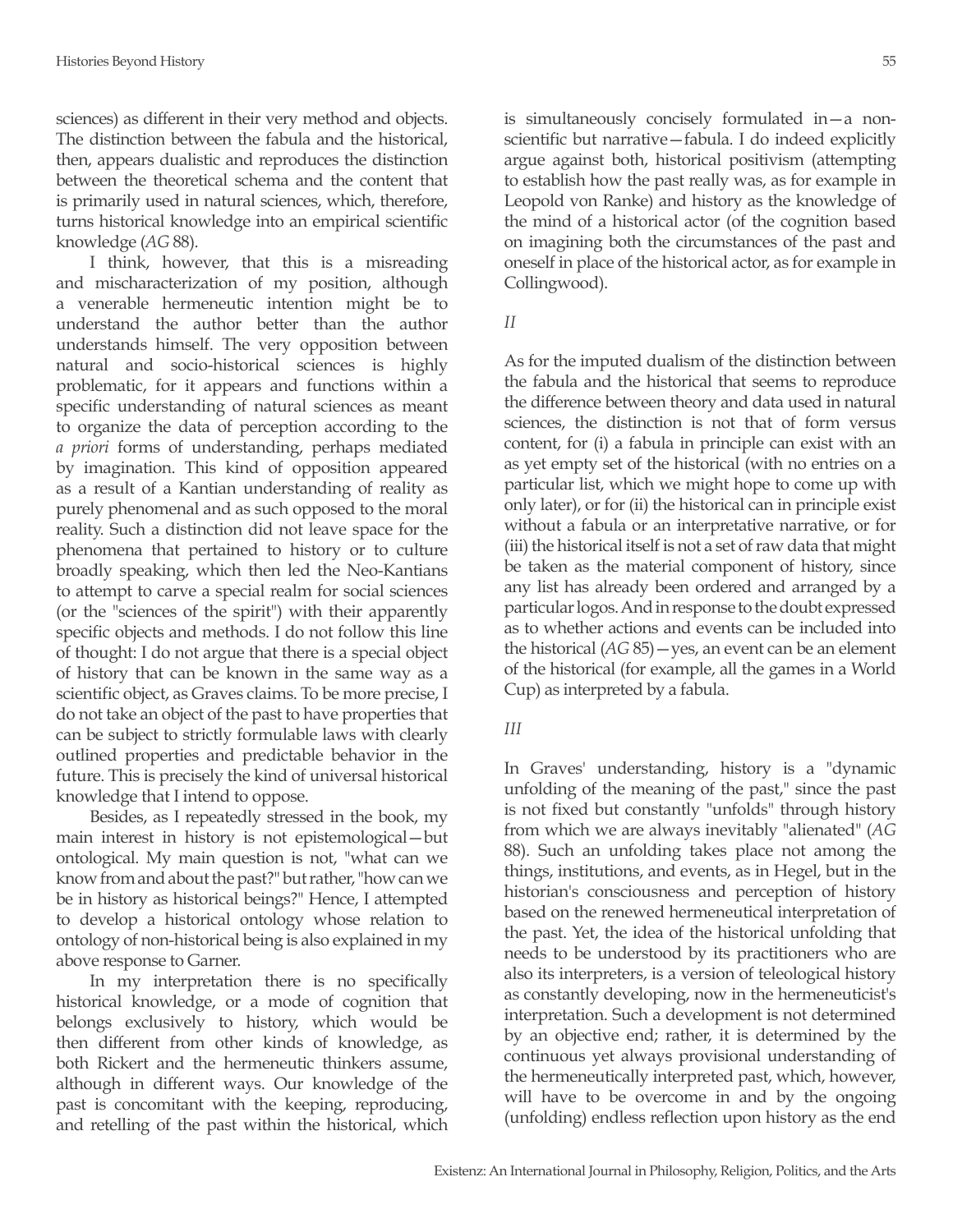sciences) as different in their very method and objects. The distinction between the fabula and the historical, then, appears dualistic and reproduces the distinction between the theoretical schema and the content that is primarily used in natural sciences, which, therefore, turns historical knowledge into an empirical scientific knowledge (*AG* 88).

I think, however, that this is a misreading and mischaracterization of my position, although a venerable hermeneutic intention might be to understand the author better than the author understands himself. The very opposition between natural and socio-historical sciences is highly problematic, for it appears and functions within a specific understanding of natural sciences as meant to organize the data of perception according to the *a priori* forms of understanding, perhaps mediated by imagination. This kind of opposition appeared as a result of a Kantian understanding of reality as purely phenomenal and as such opposed to the moral reality. Such a distinction did not leave space for the phenomena that pertained to history or to culture broadly speaking, which then led the Neo-Kantians to attempt to carve a special realm for social sciences (or the "sciences of the spirit") with their apparently specific objects and methods. I do not follow this line of thought: I do not argue that there is a special object of history that can be known in the same way as a scientific object, as Graves claims. To be more precise, I do not take an object of the past to have properties that can be subject to strictly formulable laws with clearly outlined properties and predictable behavior in the future. This is precisely the kind of universal historical knowledge that I intend to oppose.

Besides, as I repeatedly stressed in the book, my main interest in history is not epistemological—but ontological. My main question is not, "what can we know from and about the past?" but rather, "how can we be in history as historical beings?" Hence, I attempted to develop a historical ontology whose relation to ontology of non-historical being is also explained in my above response to Garner.

In my interpretation there is no specifically historical knowledge, or a mode of cognition that belongs exclusively to history, which would be then different from other kinds of knowledge, as both Rickert and the hermeneutic thinkers assume, although in different ways. Our knowledge of the past is concomitant with the keeping, reproducing, and retelling of the past within the historical, which is simultaneously concisely formulated in—a non-scientific but narrative—fabula. I do indeed explicitly argue against both, historical positivism (attempting to establish how the past really was, as for example in Leopold von Ranke) and history as the knowledge of the mind of a historical actor (of the cognition based on imagining both the circumstances of the past and oneself in place of the historical actor, as for example in Collingwood).

*II*

As for the imputed dualism of the distinction between the fabula and the historical that seems to reproduce the difference between theory and data used in natural sciences, the distinction is not that of form versus content, for (i) a fabula in principle can exist with an as yet empty set of the historical (with no entries on a particular list, which we might hope to come up with only later), or for (ii) the historical can in principle exist without a fabula or an interpretative narrative, or for (iii) the historical itself is not a set of raw data that might be taken as the material component of history, since any list has already been ordered and arranged by a particular logos. And in response to the doubt expressed as to whether actions and events can be included into the historical (*AG* 85)—yes, an event can be an element of the historical (for example, all the games in a World Cup) as interpreted by a fabula.

*III*

In Graves' understanding, history is a "dynamic unfolding of the meaning of the past," since the past is not fixed but constantly "unfolds" through history from which we are always inevitably "alienated" (*AG* 88). Such an unfolding takes place not among the things, institutions, and events, as in Hegel, but in the historian's consciousness and perception of history based on the renewed hermeneutical interpretation of the past. Yet, the idea of the historical unfolding that needs to be understood by its practitioners who are also its interpreters, is a version of teleological history as constantly developing, now in the hermeneuticist's interpretation. Such a development is not determined by an objective end; rather, it is determined by the continuous yet always provisional understanding of the hermeneutically interpreted past, which, however, will have to be overcome in and by the ongoing (unfolding) endless reflection upon history as the end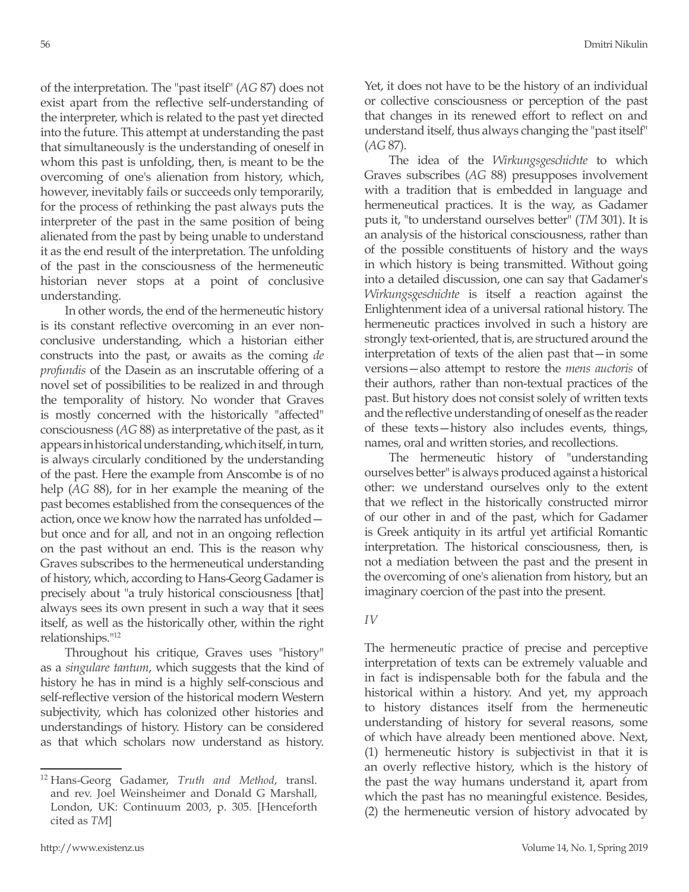of the interpretation. The "past itself" (*AG* 87) does not exist apart from the reflective self-understanding of the interpreter, which is related to the past yet directed into the future. This attempt at understanding the past that simultaneously is the understanding of oneself in whom this past is unfolding, then, is meant to be the overcoming of one's alienation from history, which, however, inevitably fails or succeeds only temporarily, for the process of rethinking the past always puts the interpreter of the past in the same position of being alienated from the past by being unable to understand it as the end result of the interpretation. The unfolding of the past in the consciousness of the hermeneutic historian never stops at a point of conclusive understanding.

In other words, the end of the hermeneutic history is its constant reflective overcoming in an ever non-conclusive understanding, which a historian either constructs into the past, or awaits as the coming *de profundis* of the Dasein as an inscrutable offering of a novel set of possibilities to be realized in and through the temporality of history. No wonder that Graves is mostly concerned with the historically "affected" consciousness (*AG* 88) as interpretative of the past, as it appears in historical understanding, which itself, in turn, is always circularly conditioned by the understanding of the past. Here the example from Anscombe is of no help (*AG* 88), for in her example the meaning of the past becomes established from the consequences of the action, once we know how the narrated has unfolded—but once and for all, and not in an ongoing reflection on the past without an end. This is the reason why Graves subscribes to the hermeneutical understanding of history, which, according to Hans-Georg Gadamer is precisely about "a truly historical consciousness [that] always sees its own present in such a way that it sees itself, as well as the historically other, within the right relationships."[12]

Throughout his critique, Graves uses "history" as a *singulare tantum*, which suggests that the kind of history he has in mind is a highly self-conscious and self-reflective version of the historical modern Western subjectivity, which has colonized other histories and understandings of history. History can be considered as that which scholars now understand as history. Yet, it does not have to be the history of an individual or collective consciousness or perception of the past that changes in its renewed effort to reflect on and understand itself, thus always changing the "past itself" (*AG* 87).

The idea of the *Wirkungsgeschichte* to which Graves subscribes (*AG* 88) presupposes involvement with a tradition that is embedded in language and hermeneutical practices. It is the way, as Gadamer puts it, "to understand ourselves better" (*TM* 301). It is an analysis of the historical consciousness, rather than of the possible constituents of history and the ways in which history is being transmitted. Without going into a detailed discussion, one can say that Gadamer's *Wirkungsgeschichte* is itself a reaction against the Enlightenment idea of a universal rational history. The hermeneutic practices involved in such a history are strongly text-oriented, that is, are structured around the interpretation of texts of the alien past that—in some versions—also attempt to restore the *mens auctoris* of their authors, rather than non-textual practices of the past. But history does not consist solely of written texts and the reflective understanding of oneself as the reader of these texts—history also includes events, things, names, oral and written stories, and recollections.

The hermeneutic history of "understanding ourselves better" is always produced against a historical other: we understand ourselves only to the extent that we reflect in the historically constructed mirror of our other in and of the past, which for Gadamer is Greek antiquity in its artful yet artificial Romantic interpretation. The historical consciousness, then, is not a mediation between the past and the present in the overcoming of one's alienation from history, but an imaginary coercion of the past into the present.

## *IV*

The hermeneutic practice of precise and perceptive interpretation of texts can be extremely valuable and in fact is indispensable both for the fabula and the historical within a history. And yet, my approach to history distances itself from the hermeneutic understanding of history for several reasons, some of which have already been mentioned above. Next, (1) hermeneutic history is subjectivist in that it is an overly reflective history, which is the history of the past the way humans understand it, apart from which the past has no meaningful existence. Besides, (2) the hermeneutic version of history advocated by

[12] Hans-Georg Gadamer, *Truth and Method*, transl. and rev. Joel Weinsheimer and Donald G Marshall, London, UK: Continuum 2003, p. 305. [Henceforth cited as *TM*]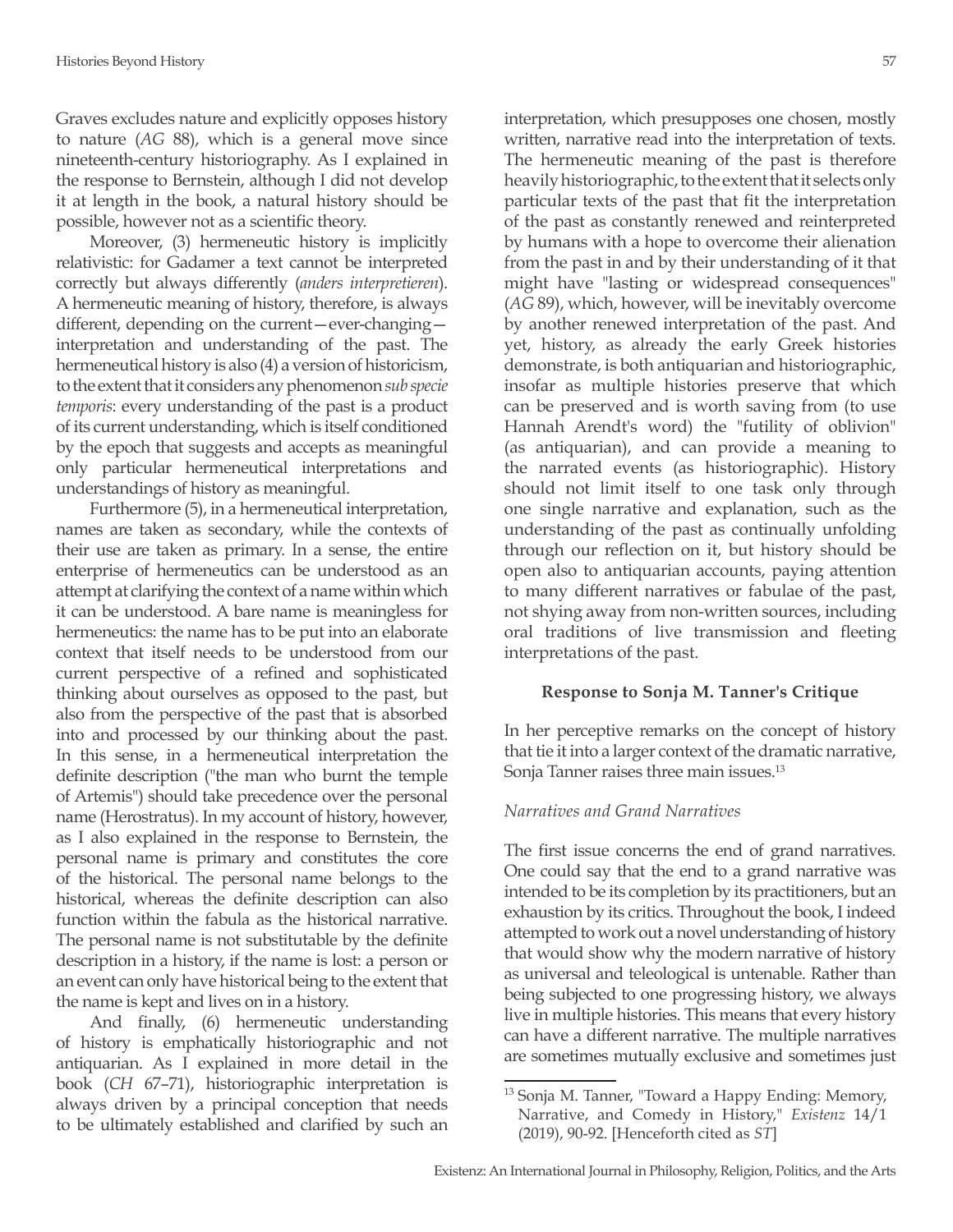Graves excludes nature and explicitly opposes history to nature (*AG* 88), which is a general move since nineteenth-century historiography. As I explained in the response to Bernstein, although I did not develop it at length in the book, a natural history should be possible, however not as a scientific theory.

Moreover, (3) hermeneutic history is implicitly relativistic: for Gadamer a text cannot be interpreted correctly but always differently (*anders interpretieren*). A hermeneutic meaning of history, therefore, is always different, depending on the current—ever-changing—interpretation and understanding of the past. The hermeneutical history is also (4) a version of historicism, to the extent that it considers any phenomenon *sub specie temporis*: every understanding of the past is a product of its current understanding, which is itself conditioned by the epoch that suggests and accepts as meaningful only particular hermeneutical interpretations and understandings of history as meaningful.

Furthermore (5), in a hermeneutical interpretation, names are taken as secondary, while the contexts of their use are taken as primary. In a sense, the entire enterprise of hermeneutics can be understood as an attempt at clarifying the context of a name within which it can be understood. A bare name is meaningless for hermeneutics: the name has to be put into an elaborate context that itself needs to be understood from our current perspective of a refined and sophisticated thinking about ourselves as opposed to the past, but also from the perspective of the past that is absorbed into and processed by our thinking about the past. In this sense, in a hermeneutical interpretation the definite description ("the man who burnt the temple of Artemis") should take precedence over the personal name (Herostratus). In my account of history, however, as I also explained in the response to Bernstein, the personal name is primary and constitutes the core of the historical. The personal name belongs to the historical, whereas the definite description can also function within the fabula as the historical narrative. The personal name is not substitutable by the definite description in a history, if the name is lost: a person or an event can only have historical being to the extent that the name is kept and lives on in a history.

And finally, (6) hermeneutic understanding of history is emphatically historiographic and not antiquarian. As I explained in more detail in the book (*CH* 67–71), historiographic interpretation is always driven by a principal conception that needs to be ultimately established and clarified by such an interpretation, which presupposes one chosen, mostly written, narrative read into the interpretation of texts. The hermeneutic meaning of the past is therefore heavily historiographic, to the extent that it selects only particular texts of the past that fit the interpretation of the past as constantly renewed and reinterpreted by humans with a hope to overcome their alienation from the past in and by their understanding of it that might have "lasting or widespread consequences" (*AG* 89), which, however, will be inevitably overcome by another renewed interpretation of the past. And yet, history, as already the early Greek histories demonstrate, is both antiquarian and historiographic, insofar as multiple histories preserve that which can be preserved and is worth saving from (to use Hannah Arendt's word) the "futility of oblivion" (as antiquarian), and can provide a meaning to the narrated events (as historiographic). History should not limit itself to one task only through one single narrative and explanation, such as the understanding of the past as continually unfolding through our reflection on it, but history should be open also to antiquarian accounts, paying attention to many different narratives or fabulae of the past, not shying away from non-written sources, including oral traditions of live transmission and fleeting interpretations of the past.

## Response to Sonja M. Tanner's Critique

In her perceptive remarks on the concept of history that tie it into a larger context of the dramatic narrative, Sonja Tanner raises three main issues.[13]

### *Narratives and Grand Narratives*

The first issue concerns the end of grand narratives. One could say that the end to a grand narrative was intended to be its completion by its practitioners, but an exhaustion by its critics. Throughout the book, I indeed attempted to work out a novel understanding of history that would show why the modern narrative of history as universal and teleological is untenable. Rather than being subjected to one progressing history, we always live in multiple histories. This means that every history can have a different narrative. The multiple narratives are sometimes mutually exclusive and sometimes just

[13] Sonja M. Tanner, "Toward a Happy Ending: Memory, Narrative, and Comedy in History," *Existenz* 14/1 (2019), 90-92. [Henceforth cited as *ST*]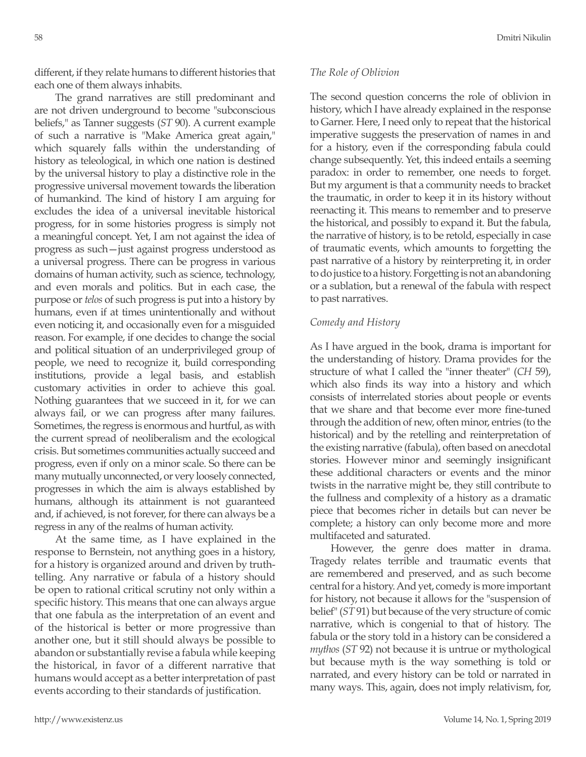different, if they relate humans to different histories that each one of them always inhabits.

The grand narratives are still predominant and are not driven underground to become "subconscious beliefs," as Tanner suggests (*ST* 90). A current example of such a narrative is "Make America great again," which squarely falls within the understanding of history as teleological, in which one nation is destined by the universal history to play a distinctive role in the progressive universal movement towards the liberation of humankind. The kind of history I am arguing for excludes the idea of a universal inevitable historical progress, for in some histories progress is simply not a meaningful concept. Yet, I am not against the idea of progress as such—just against progress understood as a universal progress. There can be progress in various domains of human activity, such as science, technology, and even morals and politics. But in each case, the purpose or *telos* of such progress is put into a history by humans, even if at times unintentionally and without even noticing it, and occasionally even for a misguided reason. For example, if one decides to change the social and political situation of an underprivileged group of people, we need to recognize it, build corresponding institutions, provide a legal basis, and establish customary activities in order to achieve this goal. Nothing guarantees that we succeed in it, for we can always fail, or we can progress after many failures. Sometimes, the regress is enormous and hurtful, as with the current spread of neoliberalism and the ecological crisis. But sometimes communities actually succeed and progress, even if only on a minor scale. So there can be many mutually unconnected, or very loosely connected, progresses in which the aim is always established by humans, although its attainment is not guaranteed and, if achieved, is not forever, for there can always be a regress in any of the realms of human activity.

At the same time, as I have explained in the response to Bernstein, not anything goes in a history, for a history is organized around and driven by truth-telling. Any narrative or fabula of a history should be open to rational critical scrutiny not only within a specific history. This means that one can always argue that one fabula as the interpretation of an event and of the historical is better or more progressive than another one, but it still should always be possible to abandon or substantially revise a fabula while keeping the historical, in favor of a different narrative that humans would accept as a better interpretation of past events according to their standards of justification.

### *The Role of Oblivion*

The second question concerns the role of oblivion in history, which I have already explained in the response to Garner. Here, I need only to repeat that the historical imperative suggests the preservation of names in and for a history, even if the corresponding fabula could change subsequently. Yet, this indeed entails a seeming paradox: in order to remember, one needs to forget. But my argument is that a community needs to bracket the traumatic, in order to keep it in its history without reenacting it. This means to remember and to preserve the historical, and possibly to expand it. But the fabula, the narrative of history, is to be retold, especially in case of traumatic events, which amounts to forgetting the past narrative of a history by reinterpreting it, in order to do justice to a history. Forgetting is not an abandoning or a sublation, but a renewal of the fabula with respect to past narratives.

### *Comedy and History*

As I have argued in the book, drama is important for the understanding of history. Drama provides for the structure of what I called the "inner theater" (*CH* 59), which also finds its way into a history and which consists of interrelated stories about people or events that we share and that become ever more fine-tuned through the addition of new, often minor, entries (to the historical) and by the retelling and reinterpretation of the existing narrative (fabula), often based on anecdotal stories. However minor and seemingly insignificant these additional characters or events and the minor twists in the narrative might be, they still contribute to the fullness and complexity of a history as a dramatic piece that becomes richer in details but can never be complete; a history can only become more and more multifaceted and saturated.

However, the genre does matter in drama. Tragedy relates terrible and traumatic events that are remembered and preserved, and as such become central for a history. And yet, comedy is more important for history, not because it allows for the "suspension of belief" (*ST* 91) but because of the very structure of comic narrative, which is congenial to that of history. The fabula or the story told in a history can be considered a *mythos* (*ST* 92) not because it is untrue or mythological but because myth is the way something is told or narrated, and every history can be told or narrated in many ways. This, again, does not imply relativism, for,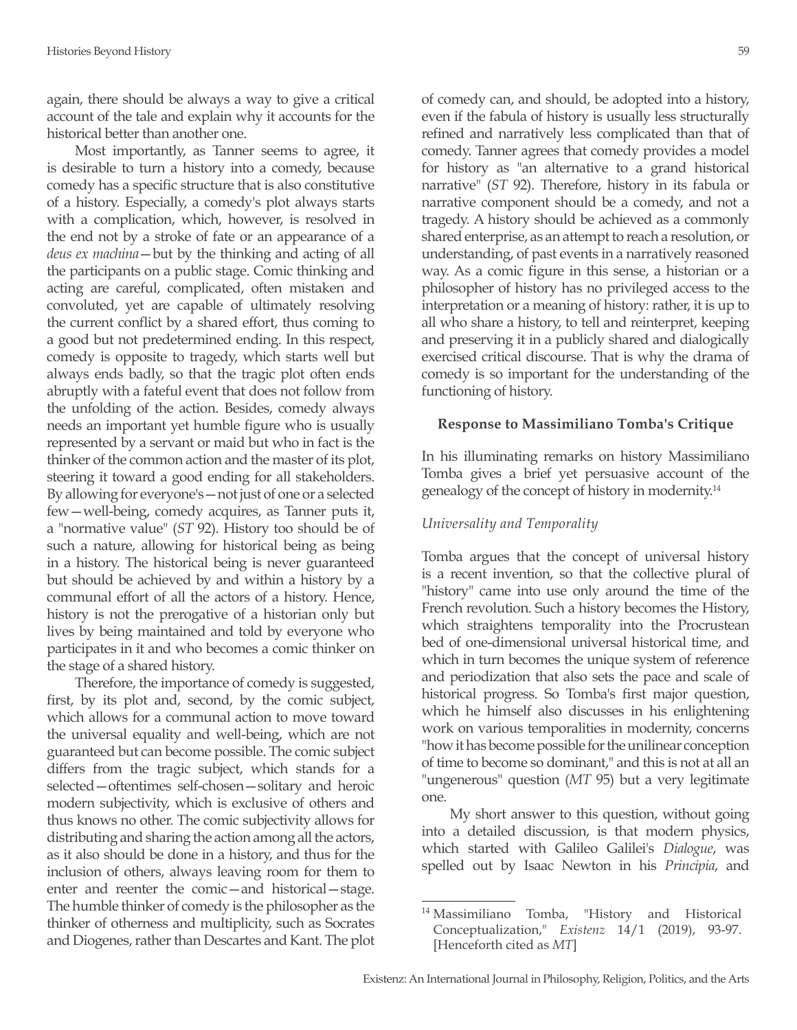again, there should be always a way to give a critical account of the tale and explain why it accounts for the historical better than another one.

Most importantly, as Tanner seems to agree, it is desirable to turn a history into a comedy, because comedy has a specific structure that is also constitutive of a history. Especially, a comedy's plot always starts with a complication, which, however, is resolved in the end not by a stroke of fate or an appearance of a *deus ex machina*—but by the thinking and acting of all the participants on a public stage. Comic thinking and acting are careful, complicated, often mistaken and convoluted, yet are capable of ultimately resolving the current conflict by a shared effort, thus coming to a good but not predetermined ending. In this respect, comedy is opposite to tragedy, which starts well but always ends badly, so that the tragic plot often ends abruptly with a fateful event that does not follow from the unfolding of the action. Besides, comedy always needs an important yet humble figure who is usually represented by a servant or maid but who in fact is the thinker of the common action and the master of its plot, steering it toward a good ending for all stakeholders. By allowing for everyone's—not just of one or a selected few—well-being, comedy acquires, as Tanner puts it, a "normative value" (*ST* 92). History too should be of such a nature, allowing for historical being as being in a history. The historical being is never guaranteed but should be achieved by and within a history by a communal effort of all the actors of a history. Hence, history is not the prerogative of a historian only but lives by being maintained and told by everyone who participates in it and who becomes a comic thinker on the stage of a shared history.

Therefore, the importance of comedy is suggested, first, by its plot and, second, by the comic subject, which allows for a communal action to move toward the universal equality and well-being, which are not guaranteed but can become possible. The comic subject differs from the tragic subject, which stands for a selected—oftentimes self-chosen—solitary and heroic modern subjectivity, which is exclusive of others and thus knows no other. The comic subjectivity allows for distributing and sharing the action among all the actors, as it also should be done in a history, and thus for the inclusion of others, always leaving room for them to enter and reenter the comic—and historical—stage. The humble thinker of comedy is the philosopher as the thinker of otherness and multiplicity, such as Socrates and Diogenes, rather than Descartes and Kant. The plot of comedy can, and should, be adopted into a history, even if the fabula of history is usually less structurally refined and narratively less complicated than that of comedy. Tanner agrees that comedy provides a model for history as "an alternative to a grand historical narrative" (*ST* 92). Therefore, history in its fabula or narrative component should be a comedy, and not a tragedy. A history should be achieved as a commonly shared enterprise, as an attempt to reach a resolution, or understanding, of past events in a narratively reasoned way. As a comic figure in this sense, a historian or a philosopher of history has no privileged access to the interpretation or a meaning of history: rather, it is up to all who share a history, to tell and reinterpret, keeping and preserving it in a publicly shared and dialogically exercised critical discourse. That is why the drama of comedy is so important for the understanding of the functioning of history.

## Response to Massimiliano Tomba's Critique

In his illuminating remarks on history Massimiliano Tomba gives a brief yet persuasive account of the genealogy of the concept of history in modernity.[14]

### *Universality and Temporality*

Tomba argues that the concept of universal history is a recent invention, so that the collective plural of "history" came into use only around the time of the French revolution. Such a history becomes the History, which straightens temporality into the Procrustean bed of one-dimensional universal historical time, and which in turn becomes the unique system of reference and periodization that also sets the pace and scale of historical progress. So Tomba's first major question, which he himself also discusses in his enlightening work on various temporalities in modernity, concerns "how it has become possible for the unilinear conception of time to become so dominant," and this is not at all an "ungenerous" question (*MT* 95) but a very legitimate one.

My short answer to this question, without going into a detailed discussion, is that modern physics, which started with Galileo Galilei's *Dialogue*, was spelled out by Isaac Newton in his *Principia*, and

[14] Massimiliano Tomba, "History and Historical Conceptualization," *Existenz* 14/1 (2019), 93-97. [Henceforth cited as *MT*]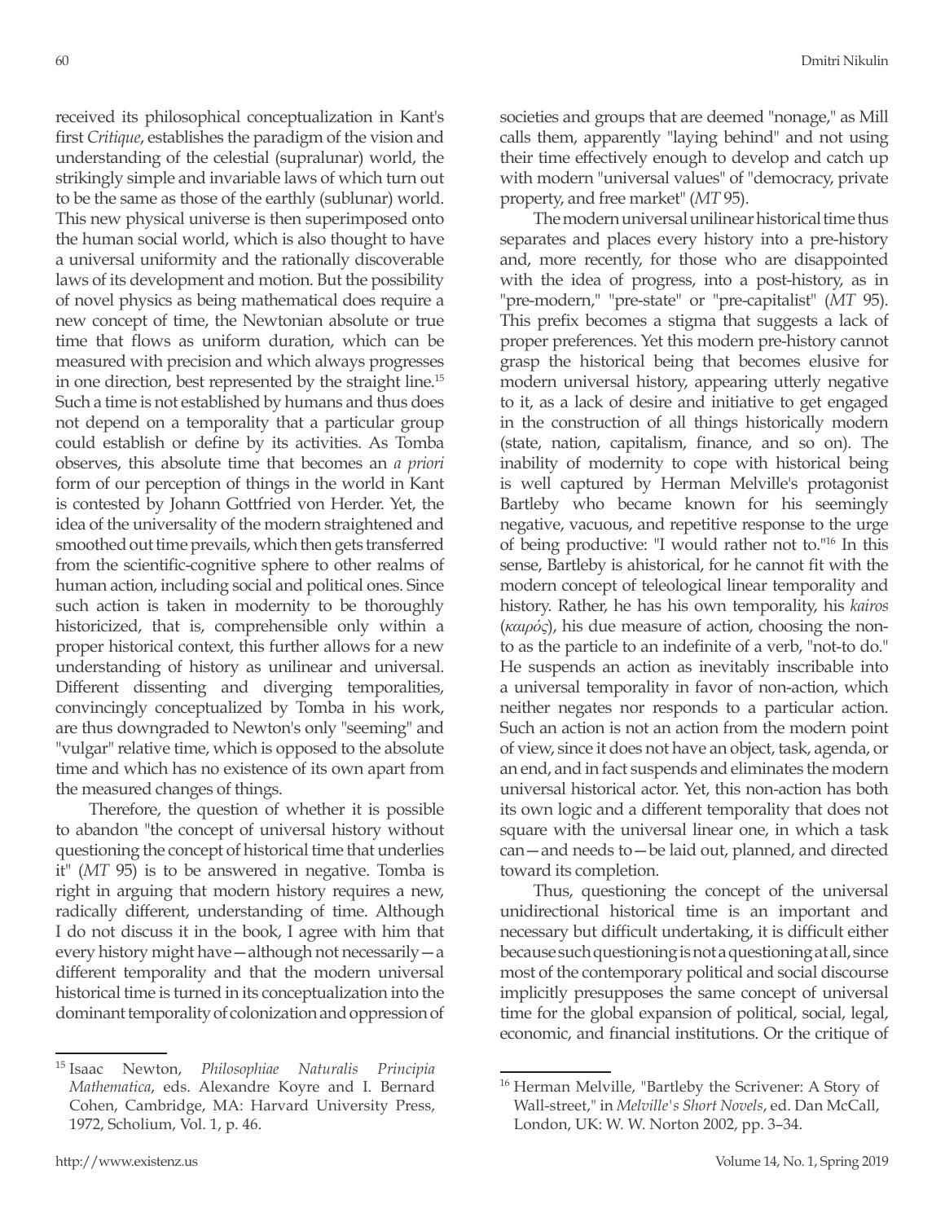received its philosophical conceptualization in Kant's first *Critique*, establishes the paradigm of the vision and understanding of the celestial (supralunar) world, the strikingly simple and invariable laws of which turn out to be the same as those of the earthly (sublunar) world. This new physical universe is then superimposed onto the human social world, which is also thought to have a universal uniformity and the rationally discoverable laws of its development and motion. But the possibility of novel physics as being mathematical does require a new concept of time, the Newtonian absolute or true time that flows as uniform duration, which can be measured with precision and which always progresses in one direction, best represented by the straight line.[15] Such a time is not established by humans and thus does not depend on a temporality that a particular group could establish or define by its activities. As Tomba observes, this absolute time that becomes an *a priori* form of our perception of things in the world in Kant is contested by Johann Gottfried von Herder. Yet, the idea of the universality of the modern straightened and smoothed out time prevails, which then gets transferred from the scientific-cognitive sphere to other realms of human action, including social and political ones. Since such action is taken in modernity to be thoroughly historicized, that is, comprehensible only within a proper historical context, this further allows for a new understanding of history as unilinear and universal. Different dissenting and diverging temporalities, convincingly conceptualized by Tomba in his work, are thus downgraded to Newton's only "seeming" and "vulgar" relative time, which is opposed to the absolute time and which has no existence of its own apart from the measured changes of things.

Therefore, the question of whether it is possible to abandon "the concept of universal history without questioning the concept of historical time that underlies it" (*MT* 95) is to be answered in negative. Tomba is right in arguing that modern history requires a new, radically different, understanding of time. Although I do not discuss it in the book, I agree with him that every history might have—although not necessarily—a different temporality and that the modern universal historical time is turned in its conceptualization into the dominant temporality of colonization and oppression of societies and groups that are deemed "nonage," as Mill calls them, apparently "laying behind" and not using their time effectively enough to develop and catch up with modern "universal values" of "democracy, private property, and free market" (*MT* 95).

The modern universal unilinear historical time thus separates and places every history into a pre-history and, more recently, for those who are disappointed with the idea of progress, into a post-history, as in "pre-modern," "pre-state" or "pre-capitalist" (*MT* 95). This prefix becomes a stigma that suggests a lack of proper preferences. Yet this modern pre-history cannot grasp the historical being that becomes elusive for modern universal history, appearing utterly negative to it, as a lack of desire and initiative to get engaged in the construction of all things historically modern (state, nation, capitalism, finance, and so on). The inability of modernity to cope with historical being is well captured by Herman Melville's protagonist Bartleby who became known for his seemingly negative, vacuous, and repetitive response to the urge of being productive: "I would rather not to."[16] In this sense, Bartleby is ahistorical, for he cannot fit with the modern concept of teleological linear temporality and history. Rather, he has his own temporality, his *kairos* (*καιρός*), his due measure of action, choosing the non-to as the particle to an indefinite of a verb, "not-to do." He suspends an action as inevitably inscribable into a universal temporality in favor of non-action, which neither negates nor responds to a particular action. Such an action is not an action from the modern point of view, since it does not have an object, task, agenda, or an end, and in fact suspends and eliminates the modern universal historical actor. Yet, this non-action has both its own logic and a different temporality that does not square with the universal linear one, in which a task can—and needs to—be laid out, planned, and directed toward its completion.

Thus, questioning the concept of the universal unidirectional historical time is an important and necessary but difficult undertaking, it is difficult either because such questioning is not a questioning at all, since most of the contemporary political and social discourse implicitly presupposes the same concept of universal time for the global expansion of political, social, legal, economic, and financial institutions. Or the critique of

---

[15] Isaac Newton, *Philosophiae Naturalis Principia Mathematica*, eds. Alexandre Koyre and I. Bernard Cohen, Cambridge, MA: Harvard University Press, 1972, Scholium, Vol. 1, p. 46.

[16] Herman Melville, "Bartleby the Scrivener: A Story of Wall-street," in *Melville's Short Novels*, ed. Dan McCall, London, UK: W. W. Norton 2002, pp. 3–34.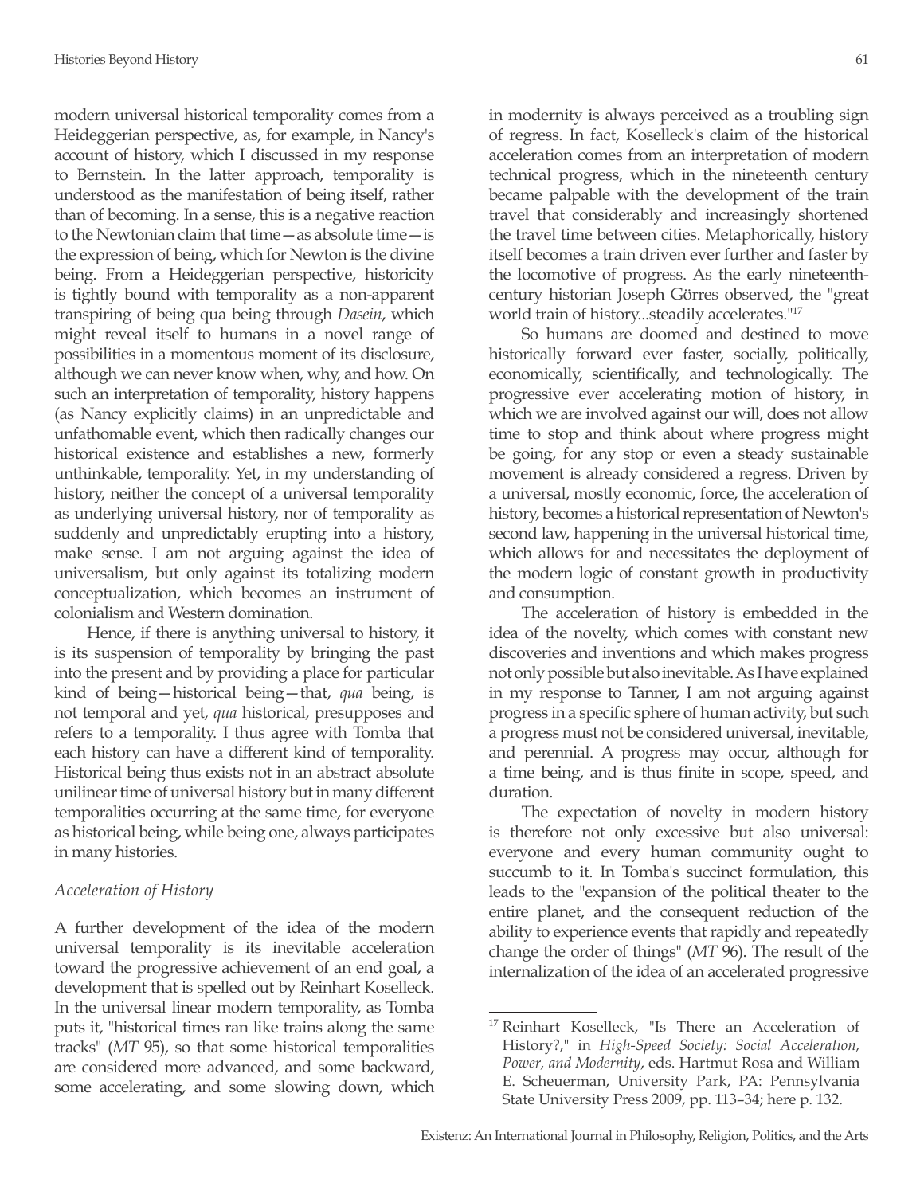modern universal historical temporality comes from a Heideggerian perspective, as, for example, in Nancy's account of history, which I discussed in my response to Bernstein. In the latter approach, temporality is understood as the manifestation of being itself, rather than of becoming. In a sense, this is a negative reaction to the Newtonian claim that time—as absolute time—is the expression of being, which for Newton is the divine being. From a Heideggerian perspective, historicity is tightly bound with temporality as a non-apparent transpiring of being qua being through *Dasein*, which might reveal itself to humans in a novel range of possibilities in a momentous moment of its disclosure, although we can never know when, why, and how. On such an interpretation of temporality, history happens (as Nancy explicitly claims) in an unpredictable and unfathomable event, which then radically changes our historical existence and establishes a new, formerly unthinkable, temporality. Yet, in my understanding of history, neither the concept of a universal temporality as underlying universal history, nor of temporality as suddenly and unpredictably erupting into a history, make sense. I am not arguing against the idea of universalism, but only against its totalizing modern conceptualization, which becomes an instrument of colonialism and Western domination.

Hence, if there is anything universal to history, it is its suspension of temporality by bringing the past into the present and by providing a place for particular kind of being—historical being—that, *qua* being, is not temporal and yet, *qua* historical, presupposes and refers to a temporality. I thus agree with Tomba that each history can have a different kind of temporality. Historical being thus exists not in an abstract absolute unilinear time of universal history but in many different temporalities occurring at the same time, for everyone as historical being, while being one, always participates in many histories.

### *Acceleration of History*

A further development of the idea of the modern universal temporality is its inevitable acceleration toward the progressive achievement of an end goal, a development that is spelled out by Reinhart Koselleck. In the universal linear modern temporality, as Tomba puts it, "historical times ran like trains along the same tracks" (*MT* 95), so that some historical temporalities are considered more advanced, and some backward, some accelerating, and some slowing down, which in modernity is always perceived as a troubling sign of regress. In fact, Koselleck's claim of the historical acceleration comes from an interpretation of modern technical progress, which in the nineteenth century became palpable with the development of the train travel that considerably and increasingly shortened the travel time between cities. Metaphorically, history itself becomes a train driven ever further and faster by the locomotive of progress. As the early nineteenth-century historian Joseph Görres observed, the "great world train of history...steadily accelerates."[17]

So humans are doomed and destined to move historically forward ever faster, socially, politically, economically, scientifically, and technologically. The progressive ever accelerating motion of history, in which we are involved against our will, does not allow time to stop and think about where progress might be going, for any stop or even a steady sustainable movement is already considered a regress. Driven by a universal, mostly economic, force, the acceleration of history, becomes a historical representation of Newton's second law, happening in the universal historical time, which allows for and necessitates the deployment of the modern logic of constant growth in productivity and consumption.

The acceleration of history is embedded in the idea of the novelty, which comes with constant new discoveries and inventions and which makes progress not only possible but also inevitable. As I have explained in my response to Tanner, I am not arguing against progress in a specific sphere of human activity, but such a progress must not be considered universal, inevitable, and perennial. A progress may occur, although for a time being, and is thus finite in scope, speed, and duration.

The expectation of novelty in modern history is therefore not only excessive but also universal: everyone and every human community ought to succumb to it. In Tomba's succinct formulation, this leads to the "expansion of the political theater to the entire planet, and the consequent reduction of the ability to experience events that rapidly and repeatedly change the order of things" (*MT* 96). The result of the internalization of the idea of an accelerated progressive

---

[17] Reinhart Koselleck, "Is There an Acceleration of History?," in *High-Speed Society: Social Acceleration, Power, and Modernity*, eds. Hartmut Rosa and William E. Scheuerman, University Park, PA: Pennsylvania State University Press 2009, pp. 113–34; here p. 132.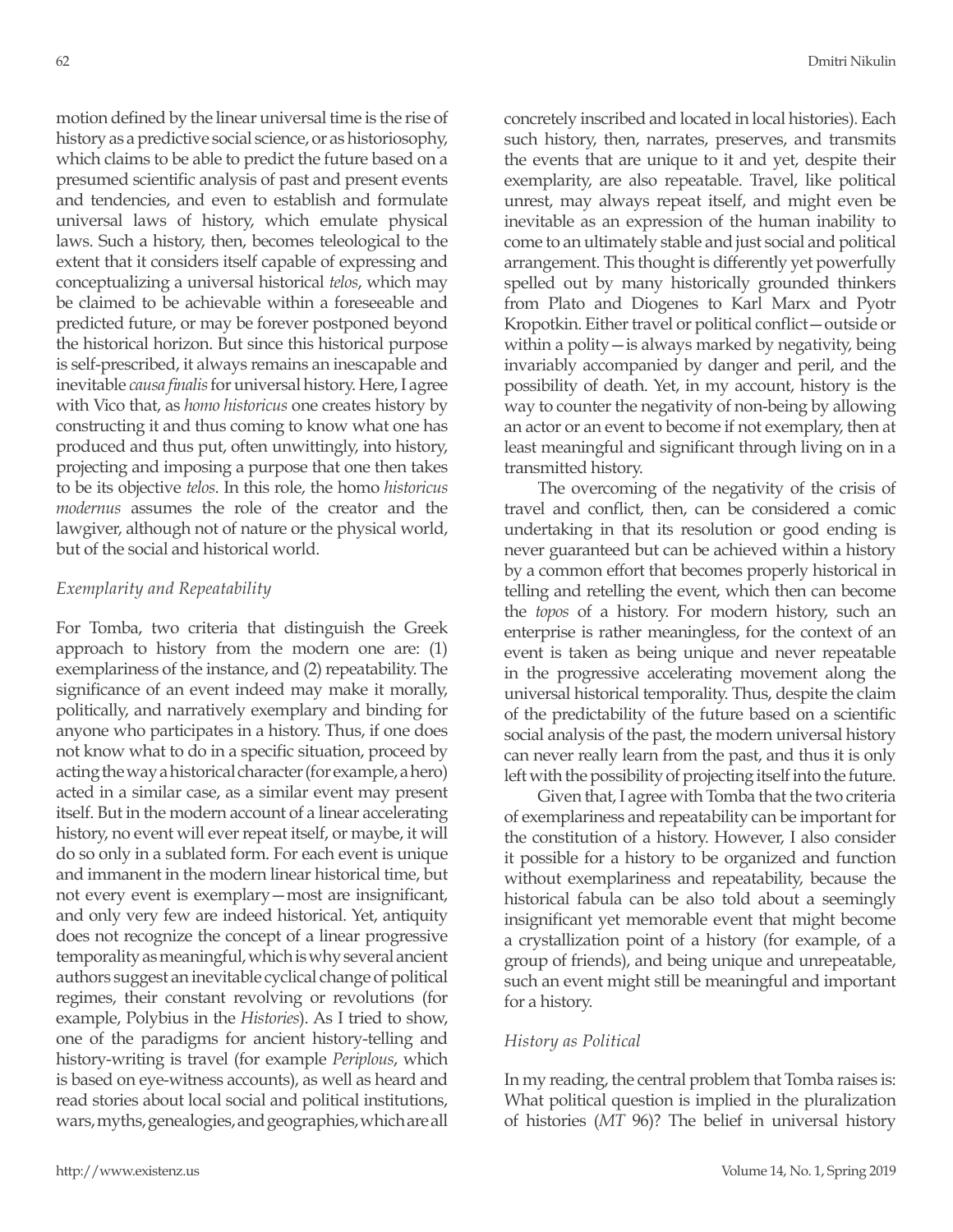motion defined by the linear universal time is the rise of history as a predictive social science, or as historiosophy, which claims to be able to predict the future based on a presumed scientific analysis of past and present events and tendencies, and even to establish and formulate universal laws of history, which emulate physical laws. Such a history, then, becomes teleological to the extent that it considers itself capable of expressing and conceptualizing a universal historical *telos*, which may be claimed to be achievable within a foreseeable and predicted future, or may be forever postponed beyond the historical horizon. But since this historical purpose is self-prescribed, it always remains an inescapable and inevitable *causa finalis* for universal history. Here, I agree with Vico that, as *homo historicus* one creates history by constructing it and thus coming to know what one has produced and thus put, often unwittingly, into history, projecting and imposing a purpose that one then takes to be its objective *telos*. In this role, the homo *historicus modernus* assumes the role of the creator and the lawgiver, although not of nature or the physical world, but of the social and historical world.

### *Exemplarity and Repeatability*

For Tomba, two criteria that distinguish the Greek approach to history from the modern one are: (1) exemplariness of the instance, and (2) repeatability. The significance of an event indeed may make it morally, politically, and narratively exemplary and binding for anyone who participates in a history. Thus, if one does not know what to do in a specific situation, proceed by acting the way a historical character (for example, a hero) acted in a similar case, as a similar event may present itself. But in the modern account of a linear accelerating history, no event will ever repeat itself, or maybe, it will do so only in a sublated form. For each event is unique and immanent in the modern linear historical time, but not every event is exemplary—most are insignificant, and only very few are indeed historical. Yet, antiquity does not recognize the concept of a linear progressive temporality as meaningful, which is why several ancient authors suggest an inevitable cyclical change of political regimes, their constant revolving or revolutions (for example, Polybius in the *Histories*). As I tried to show, one of the paradigms for ancient history-telling and history-writing is travel (for example *Periplous*, which is based on eye-witness accounts), as well as heard and read stories about local social and political institutions, wars, myths, genealogies, and geographies, which are all concretely inscribed and located in local histories). Each such history, then, narrates, preserves, and transmits the events that are unique to it and yet, despite their exemplarity, are also repeatable. Travel, like political unrest, may always repeat itself, and might even be inevitable as an expression of the human inability to come to an ultimately stable and just social and political arrangement. This thought is differently yet powerfully spelled out by many historically grounded thinkers from Plato and Diogenes to Karl Marx and Pyotr Kropotkin. Either travel or political conflict—outside or within a polity—is always marked by negativity, being invariably accompanied by danger and peril, and the possibility of death. Yet, in my account, history is the way to counter the negativity of non-being by allowing an actor or an event to become if not exemplary, then at least meaningful and significant through living on in a transmitted history.

The overcoming of the negativity of the crisis of travel and conflict, then, can be considered a comic undertaking in that its resolution or good ending is never guaranteed but can be achieved within a history by a common effort that becomes properly historical in telling and retelling the event, which then can become the *topos* of a history. For modern history, such an enterprise is rather meaningless, for the context of an event is taken as being unique and never repeatable in the progressive accelerating movement along the universal historical temporality. Thus, despite the claim of the predictability of the future based on a scientific social analysis of the past, the modern universal history can never really learn from the past, and thus it is only left with the possibility of projecting itself into the future.

Given that, I agree with Tomba that the two criteria of exemplariness and repeatability can be important for the constitution of a history. However, I also consider it possible for a history to be organized and function without exemplariness and repeatability, because the historical fabula can be also told about a seemingly insignificant yet memorable event that might become a crystallization point of a history (for example, of a group of friends), and being unique and unrepeatable, such an event might still be meaningful and important for a history.

### *History as Political*

In my reading, the central problem that Tomba raises is: What political question is implied in the pluralization of histories (*MT* 96)? The belief in universal history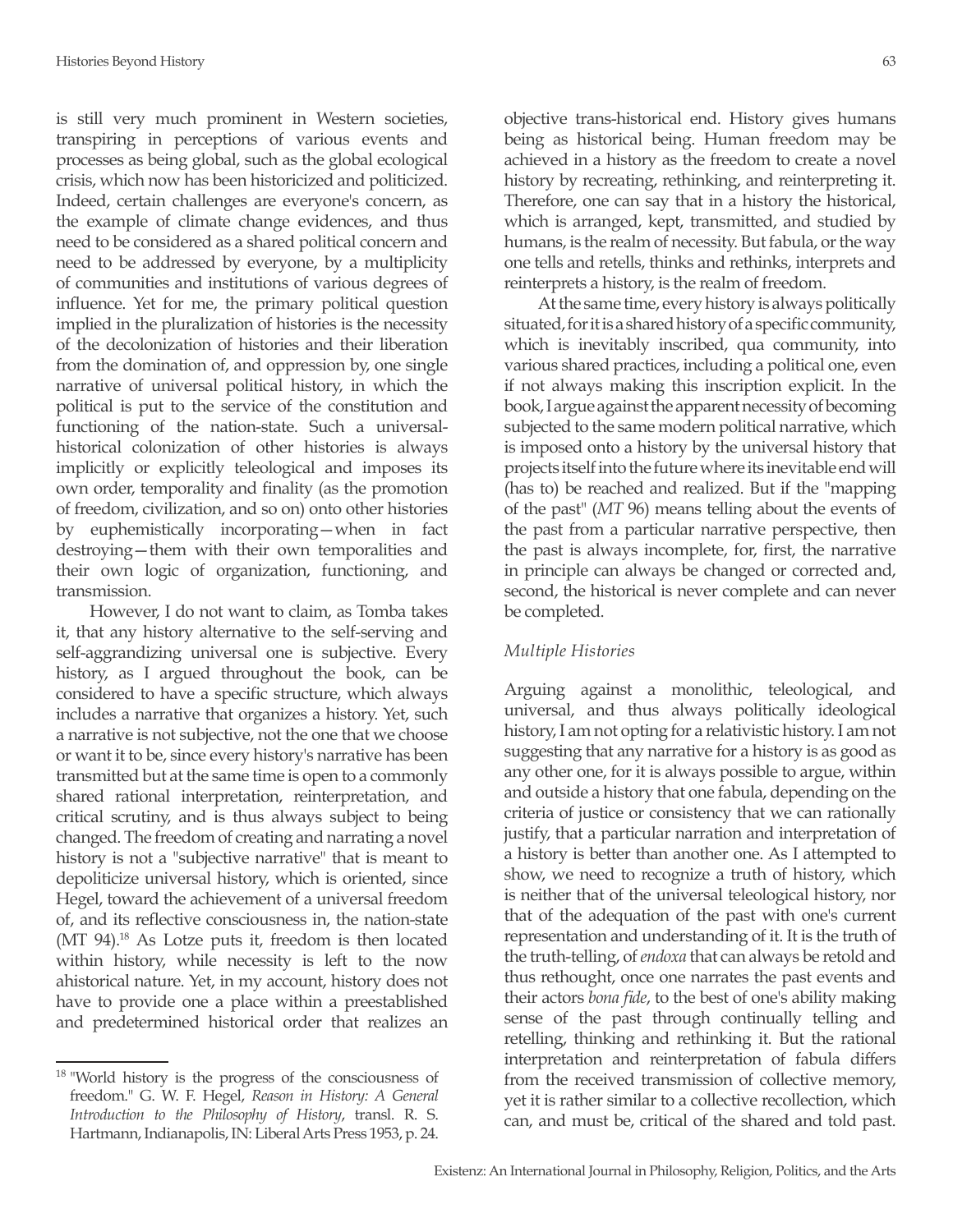is still very much prominent in Western societies, transpiring in perceptions of various events and processes as being global, such as the global ecological crisis, which now has been historicized and politicized. Indeed, certain challenges are everyone's concern, as the example of climate change evidences, and thus need to be considered as a shared political concern and need to be addressed by everyone, by a multiplicity of communities and institutions of various degrees of influence. Yet for me, the primary political question implied in the pluralization of histories is the necessity of the decolonization of histories and their liberation from the domination of, and oppression by, one single narrative of universal political history, in which the political is put to the service of the constitution and functioning of the nation-state. Such a universal-historical colonization of other histories is always implicitly or explicitly teleological and imposes its own order, temporality and finality (as the promotion of freedom, civilization, and so on) onto other histories by euphemistically incorporating—when in fact destroying—them with their own temporalities and their own logic of organization, functioning, and transmission.

However, I do not want to claim, as Tomba takes it, that any history alternative to the self-serving and self-aggrandizing universal one is subjective. Every history, as I argued throughout the book, can be considered to have a specific structure, which always includes a narrative that organizes a history. Yet, such a narrative is not subjective, not the one that we choose or want it to be, since every history's narrative has been transmitted but at the same time is open to a commonly shared rational interpretation, reinterpretation, and critical scrutiny, and is thus always subject to being changed. The freedom of creating and narrating a novel history is not a "subjective narrative" that is meant to depoliticize universal history, which is oriented, since Hegel, toward the achievement of a universal freedom of, and its reflective consciousness in, the nation-state (MT 94).[18] As Lotze puts it, freedom is then located within history, while necessity is left to the now ahistorical nature. Yet, in my account, history does not have to provide one a place within a preestablished and predetermined historical order that realizes an objective trans-historical end. History gives humans being as historical being. Human freedom may be achieved in a history as the freedom to create a novel history by recreating, rethinking, and reinterpreting it. Therefore, one can say that in a history the historical, which is arranged, kept, transmitted, and studied by humans, is the realm of necessity. But fabula, or the way one tells and retells, thinks and rethinks, interprets and reinterprets a history, is the realm of freedom.

At the same time, every history is always politically situated, for it is a shared history of a specific community, which is inevitably inscribed, qua community, into various shared practices, including a political one, even if not always making this inscription explicit. In the book, I argue against the apparent necessity of becoming subjected to the same modern political narrative, which is imposed onto a history by the universal history that projects itself into the future where its inevitable end will (has to) be reached and realized. But if the "mapping of the past" (*MT* 96) means telling about the events of the past from a particular narrative perspective, then the past is always incomplete, for, first, the narrative in principle can always be changed or corrected and, second, the historical is never complete and can never be completed.

### *Multiple Histories*

Arguing against a monolithic, teleological, and universal, and thus always politically ideological history, I am not opting for a relativistic history. I am not suggesting that any narrative for a history is as good as any other one, for it is always possible to argue, within and outside a history that one fabula, depending on the criteria of justice or consistency that we can rationally justify, that a particular narration and interpretation of a history is better than another one. As I attempted to show, we need to recognize a truth of history, which is neither that of the universal teleological history, nor that of the adequation of the past with one's current representation and understanding of it. It is the truth of the truth-telling, of *endoxa* that can always be retold and thus rethought, once one narrates the past events and their actors *bona fide*, to the best of one's ability making sense of the past through continually telling and retelling, thinking and rethinking it. But the rational interpretation and reinterpretation of fabula differs from the received transmission of collective memory, yet it is rather similar to a collective recollection, which can, and must be, critical of the shared and told past.

---

[18] "World history is the progress of the consciousness of freedom." G. W. F. Hegel, *Reason in History: A General Introduction to the Philosophy of History*, transl. R. S. Hartmann, Indianapolis, IN: Liberal Arts Press 1953, p. 24.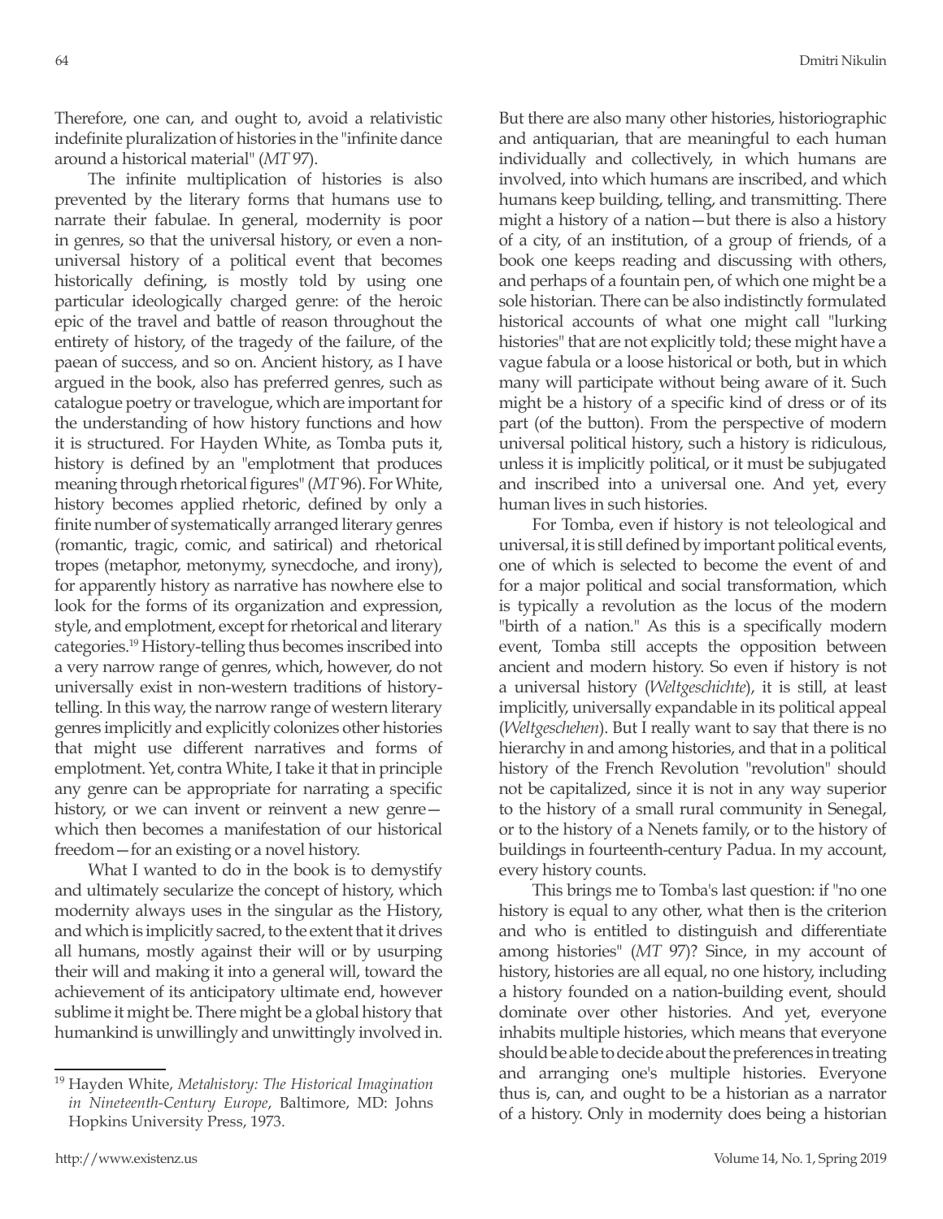Therefore, one can, and ought to, avoid a relativistic indefinite pluralization of histories in the "infinite dance around a historical material" (*MT* 97).

The infinite multiplication of histories is also prevented by the literary forms that humans use to narrate their fabulae. In general, modernity is poor in genres, so that the universal history, or even a non-universal history of a political event that becomes historically defining, is mostly told by using one particular ideologically charged genre: of the heroic epic of the travel and battle of reason throughout the entirety of history, of the tragedy of the failure, of the paean of success, and so on. Ancient history, as I have argued in the book, also has preferred genres, such as catalogue poetry or travelogue, which are important for the understanding of how history functions and how it is structured. For Hayden White, as Tomba puts it, history is defined by an "emplotment that produces meaning through rhetorical figures" (*MT* 96). For White, history becomes applied rhetoric, defined by only a finite number of systematically arranged literary genres (romantic, tragic, comic, and satirical) and rhetorical tropes (metaphor, metonymy, synecdoche, and irony), for apparently history as narrative has nowhere else to look for the forms of its organization and expression, style, and emplotment, except for rhetorical and literary categories.[19] History-telling thus becomes inscribed into a very narrow range of genres, which, however, do not universally exist in non-western traditions of history-telling. In this way, the narrow range of western literary genres implicitly and explicitly colonizes other histories that might use different narratives and forms of emplotment. Yet, contra White, I take it that in principle any genre can be appropriate for narrating a specific history, or we can invent or reinvent a new genre—which then becomes a manifestation of our historical freedom—for an existing or a novel history.

What I wanted to do in the book is to demystify and ultimately secularize the concept of history, which modernity always uses in the singular as the History, and which is implicitly sacred, to the extent that it drives all humans, mostly against their will or by usurping their will and making it into a general will, toward the achievement of its anticipatory ultimate end, however sublime it might be. There might be a global history that humankind is unwillingly and unwittingly involved in. But there are also many other histories, historiographic and antiquarian, that are meaningful to each human individually and collectively, in which humans are involved, into which humans are inscribed, and which humans keep building, telling, and transmitting. There might a history of a nation—but there is also a history of a city, of an institution, of a group of friends, of a book one keeps reading and discussing with others, and perhaps of a fountain pen, of which one might be a sole historian. There can be also indistinctly formulated historical accounts of what one might call "lurking histories" that are not explicitly told; these might have a vague fabula or a loose historical or both, but in which many will participate without being aware of it. Such might be a history of a specific kind of dress or of its part (of the button). From the perspective of modern universal political history, such a history is ridiculous, unless it is implicitly political, or it must be subjugated and inscribed into a universal one. And yet, every human lives in such histories.

For Tomba, even if history is not teleological and universal, it is still defined by important political events, one of which is selected to become the event of and for a major political and social transformation, which is typically a revolution as the locus of the modern "birth of a nation." As this is a specifically modern event, Tomba still accepts the opposition between ancient and modern history. So even if history is not a universal history (*Weltgeschichte*), it is still, at least implicitly, universally expandable in its political appeal (*Weltgeschehen*). But I really want to say that there is no hierarchy in and among histories, and that in a political history of the French Revolution "revolution" should not be capitalized, since it is not in any way superior to the history of a small rural community in Senegal, or to the history of a Nenets family, or to the history of buildings in fourteenth-century Padua. In my account, every history counts.

This brings me to Tomba's last question: if "no one history is equal to any other, what then is the criterion and who is entitled to distinguish and differentiate among histories" (*MT* 97)? Since, in my account of history, histories are all equal, no one history, including a history founded on a nation-building event, should dominate over other histories. And yet, everyone inhabits multiple histories, which means that everyone should be able to decide about the preferences in treating and arranging one's multiple histories. Everyone thus is, can, and ought to be a historian as a narrator of a history. Only in modernity does being a historian

[19] Hayden White, *Metahistory: The Historical Imagination in Nineteenth-Century Europe*, Baltimore, MD: Johns Hopkins University Press, 1973.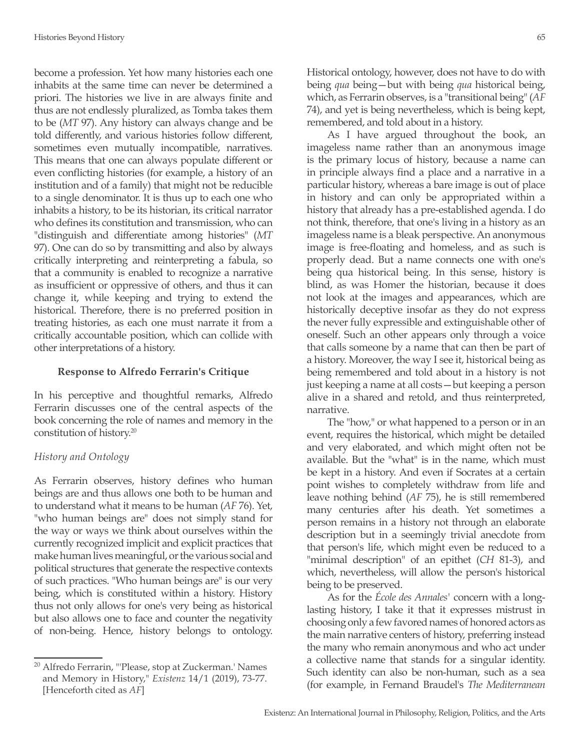become a profession. Yet how many histories each one inhabits at the same time can never be determined a priori. The histories we live in are always finite and thus are not endlessly pluralized, as Tomba takes them to be (*MT* 97). Any history can always change and be told differently, and various histories follow different, sometimes even mutually incompatible, narratives. This means that one can always populate different or even conflicting histories (for example, a history of an institution and of a family) that might not be reducible to a single denominator. It is thus up to each one who inhabits a history, to be its historian, its critical narrator who defines its constitution and transmission, who can "distinguish and differentiate among histories" (*MT* 97). One can do so by transmitting and also by always critically interpreting and reinterpreting a fabula, so that a community is enabled to recognize a narrative as insufficient or oppressive of others, and thus it can change it, while keeping and trying to extend the historical. Therefore, there is no preferred position in treating histories, as each one must narrate it from a critically accountable position, which can collide with other interpretations of a history.

## Response to Alfredo Ferrarin's Critique

In his perceptive and thoughtful remarks, Alfredo Ferrarin discusses one of the central aspects of the book concerning the role of names and memory in the constitution of history.[20]

### *History and Ontology*

As Ferrarin observes, history defines who human beings are and thus allows one both to be human and to understand what it means to be human (*AF* 76). Yet, "who human beings are" does not simply stand for the way or ways we think about ourselves within the currently recognized implicit and explicit practices that make human lives meaningful, or the various social and political structures that generate the respective contexts of such practices. "Who human beings are" is our very being, which is constituted within a history. History thus not only allows for one's very being as historical but also allows one to face and counter the negativity of non-being. Hence, history belongs to ontology. Historical ontology, however, does not have to do with being *qua* being—but with being *qua* historical being, which, as Ferrarin observes, is a "transitional being" (*AF* 74), and yet is being nevertheless, which is being kept, remembered, and told about in a history.

As I have argued throughout the book, an imageless name rather than an anonymous image is the primary locus of history, because a name can in principle always find a place and a narrative in a particular history, whereas a bare image is out of place in history and can only be appropriated within a history that already has a pre-established agenda. I do not think, therefore, that one's living in a history as an imageless name is a bleak perspective. An anonymous image is free-floating and homeless, and as such is properly dead. But a name connects one with one's being qua historical being. In this sense, history is blind, as was Homer the historian, because it does not look at the images and appearances, which are historically deceptive insofar as they do not express the never fully expressible and extinguishable other of oneself. Such an other appears only through a voice that calls someone by a name that can then be part of a history. Moreover, the way I see it, historical being as being remembered and told about in a history is not just keeping a name at all costs—but keeping a person alive in a shared and retold, and thus reinterpreted, narrative.

The "how," or what happened to a person or in an event, requires the historical, which might be detailed and very elaborated, and which might often not be available. But the "what" is in the name, which must be kept in a history. And even if Socrates at a certain point wishes to completely withdraw from life and leave nothing behind (*AF* 75), he is still remembered many centuries after his death. Yet sometimes a person remains in a history not through an elaborate description but in a seemingly trivial anecdote from that person's life, which might even be reduced to a "minimal description" of an epithet (*CH* 81-3), and which, nevertheless, will allow the person's historical being to be preserved.

As for the *École des Annales*' concern with a long-lasting history, I take it that it expresses mistrust in choosing only a few favored names of honored actors as the main narrative centers of history, preferring instead the many who remain anonymous and who act under a collective name that stands for a singular identity. Such identity can also be non-human, such as a sea (for example, in Fernand Braudel's *The Mediterranean*

---

[20] Alfredo Ferrarin, "'Please, stop at Zuckerman.' Names and Memory in History," *Existenz* 14/1 (2019), 73-77. [Henceforth cited as *AF*]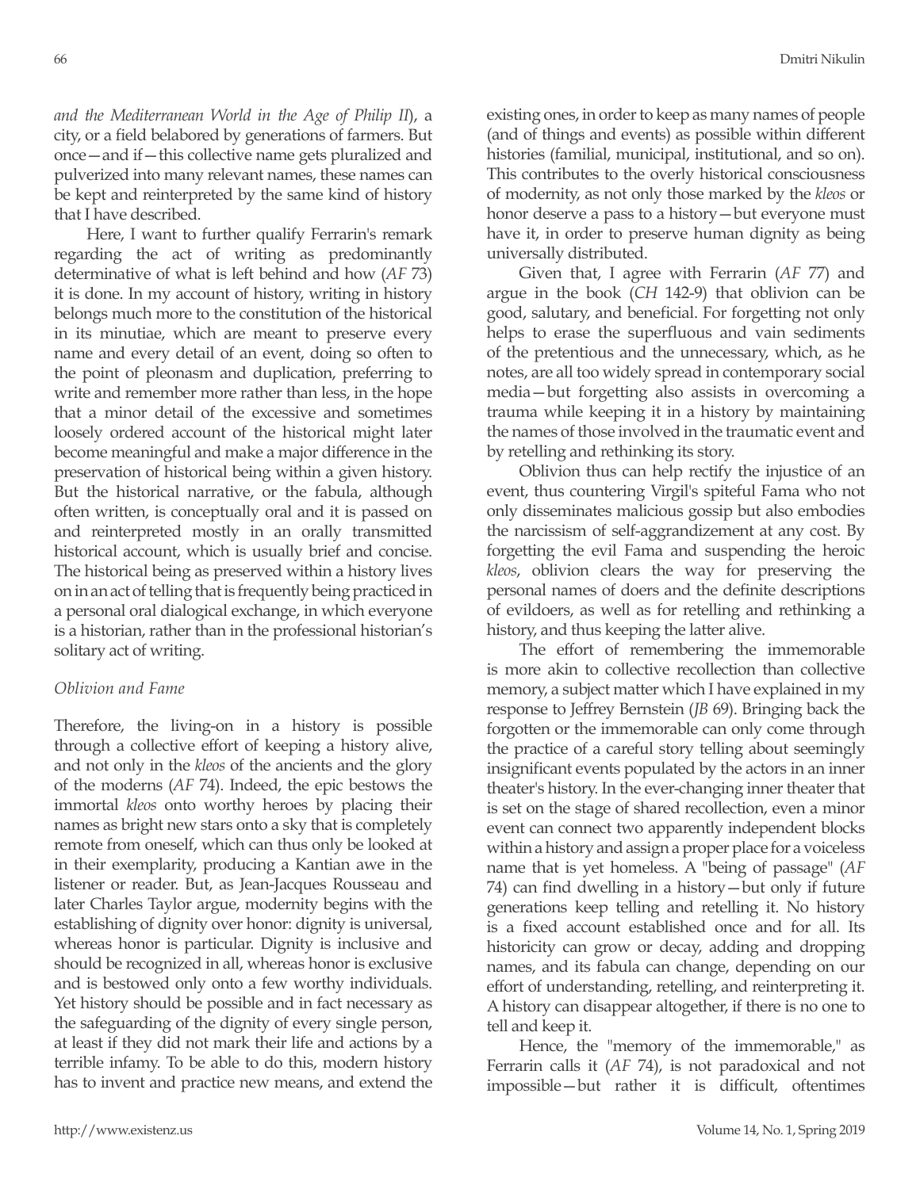*and the Mediterranean World in the Age of Philip II*), a city, or a field belabored by generations of farmers. But once—and if—this collective name gets pluralized and pulverized into many relevant names, these names can be kept and reinterpreted by the same kind of history that I have described.

Here, I want to further qualify Ferrarin's remark regarding the act of writing as predominantly determinative of what is left behind and how (*AF* 73) it is done. In my account of history, writing in history belongs much more to the constitution of the historical in its minutiae, which are meant to preserve every name and every detail of an event, doing so often to the point of pleonasm and duplication, preferring to write and remember more rather than less, in the hope that a minor detail of the excessive and sometimes loosely ordered account of the historical might later become meaningful and make a major difference in the preservation of historical being within a given history. But the historical narrative, or the fabula, although often written, is conceptually oral and it is passed on and reinterpreted mostly in an orally transmitted historical account, which is usually brief and concise. The historical being as preserved within a history lives on in an act of telling that is frequently being practiced in a personal oral dialogical exchange, in which everyone is a historian, rather than in the professional historian's solitary act of writing.

### *Oblivion and Fame*

Therefore, the living-on in a history is possible through a collective effort of keeping a history alive, and not only in the *kleos* of the ancients and the glory of the moderns (*AF* 74). Indeed, the epic bestows the immortal *kleos* onto worthy heroes by placing their names as bright new stars onto a sky that is completely remote from oneself, which can thus only be looked at in their exemplarity, producing a Kantian awe in the listener or reader. But, as Jean-Jacques Rousseau and later Charles Taylor argue, modernity begins with the establishing of dignity over honor: dignity is universal, whereas honor is particular. Dignity is inclusive and should be recognized in all, whereas honor is exclusive and is bestowed only onto a few worthy individuals. Yet history should be possible and in fact necessary as the safeguarding of the dignity of every single person, at least if they did not mark their life and actions by a terrible infamy. To be able to do this, modern history has to invent and practice new means, and extend the existing ones, in order to keep as many names of people (and of things and events) as possible within different histories (familial, municipal, institutional, and so on). This contributes to the overly historical consciousness of modernity, as not only those marked by the *kleos* or honor deserve a pass to a history—but everyone must have it, in order to preserve human dignity as being universally distributed.

Given that, I agree with Ferrarin (*AF* 77) and argue in the book (*CH* 142-9) that oblivion can be good, salutary, and beneficial. For forgetting not only helps to erase the superfluous and vain sediments of the pretentious and the unnecessary, which, as he notes, are all too widely spread in contemporary social media—but forgetting also assists in overcoming a trauma while keeping it in a history by maintaining the names of those involved in the traumatic event and by retelling and rethinking its story.

Oblivion thus can help rectify the injustice of an event, thus countering Virgil's spiteful Fama who not only disseminates malicious gossip but also embodies the narcissism of self-aggrandizement at any cost. By forgetting the evil Fama and suspending the heroic *kleos*, oblivion clears the way for preserving the personal names of doers and the definite descriptions of evildoers, as well as for retelling and rethinking a history, and thus keeping the latter alive.

The effort of remembering the immemorable is more akin to collective recollection than collective memory, a subject matter which I have explained in my response to Jeffrey Bernstein (*JB* 69). Bringing back the forgotten or the immemorable can only come through the practice of a careful story telling about seemingly insignificant events populated by the actors in an inner theater's history. In the ever-changing inner theater that is set on the stage of shared recollection, even a minor event can connect two apparently independent blocks within a history and assign a proper place for a voiceless name that is yet homeless. A "being of passage" (*AF* 74) can find dwelling in a history—but only if future generations keep telling and retelling it. No history is a fixed account established once and for all. Its historicity can grow or decay, adding and dropping names, and its fabula can change, depending on our effort of understanding, retelling, and reinterpreting it. A history can disappear altogether, if there is no one to tell and keep it.

Hence, the "memory of the immemorable," as Ferrarin calls it (*AF* 74), is not paradoxical and not impossible—but rather it is difficult, oftentimes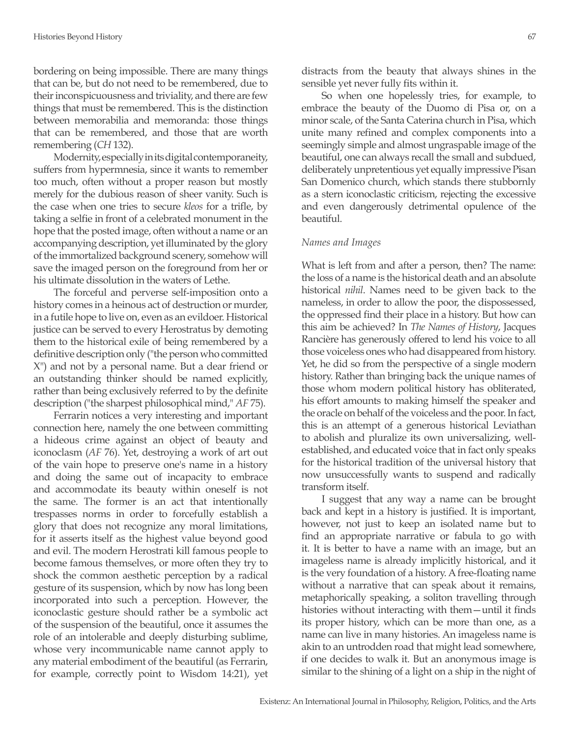bordering on being impossible. There are many things that can be, but do not need to be remembered, due to their inconspicuousness and triviality, and there are few things that must be remembered. This is the distinction between memorabilia and memoranda: those things that can be remembered, and those that are worth remembering (*CH* 132).

Modernity, especially in its digital contemporaneity, suffers from hypermnesia, since it wants to remember too much, often without a proper reason but mostly merely for the dubious reason of sheer vanity. Such is the case when one tries to secure *kleos* for a trifle, by taking a selfie in front of a celebrated monument in the hope that the posted image, often without a name or an accompanying description, yet illuminated by the glory of the immortalized background scenery, somehow will save the imaged person on the foreground from her or his ultimate dissolution in the waters of Lethe.

The forceful and perverse self-imposition onto a history comes in a heinous act of destruction or murder, in a futile hope to live on, even as an evildoer. Historical justice can be served to every Herostratus by demoting them to the historical exile of being remembered by a definitive description only ("the person who committed X") and not by a personal name. But a dear friend or an outstanding thinker should be named explicitly, rather than being exclusively referred to by the definite description ("the sharpest philosophical mind," *AF* 75).

Ferrarin notices a very interesting and important connection here, namely the one between committing a hideous crime against an object of beauty and iconoclasm (*AF* 76). Yet, destroying a work of art out of the vain hope to preserve one's name in a history and doing the same out of incapacity to embrace and accommodate its beauty within oneself is not the same. The former is an act that intentionally trespasses norms in order to forcefully establish a glory that does not recognize any moral limitations, for it asserts itself as the highest value beyond good and evil. The modern Herostrati kill famous people to become famous themselves, or more often they try to shock the common aesthetic perception by a radical gesture of its suspension, which by now has long been incorporated into such a perception. However, the iconoclastic gesture should rather be a symbolic act of the suspension of the beautiful, once it assumes the role of an intolerable and deeply disturbing sublime, whose very incommunicable name cannot apply to any material embodiment of the beautiful (as Ferrarin, for example, correctly point to Wisdom 14:21), yet distracts from the beauty that always shines in the sensible yet never fully fits within it.

So when one hopelessly tries, for example, to embrace the beauty of the Duomo di Pisa or, on a minor scale, of the Santa Caterina church in Pisa, which unite many refined and complex components into a seemingly simple and almost ungraspable image of the beautiful, one can always recall the small and subdued, deliberately unpretentious yet equally impressive Pisan San Domenico church, which stands there stubbornly as a stern iconoclastic criticism, rejecting the excessive and even dangerously detrimental opulence of the beautiful.

### *Names and Images*

What is left from and after a person, then? The name: the loss of a name is the historical death and an absolute historical *nihil*. Names need to be given back to the nameless, in order to allow the poor, the dispossessed, the oppressed find their place in a history. But how can this aim be achieved? In *The Names of History*, Jacques Rancière has generously offered to lend his voice to all those voiceless ones who had disappeared from history. Yet, he did so from the perspective of a single modern history. Rather than bringing back the unique names of those whom modern political history has obliterated, his effort amounts to making himself the speaker and the oracle on behalf of the voiceless and the poor. In fact, this is an attempt of a generous historical Leviathan to abolish and pluralize its own universalizing, well-established, and educated voice that in fact only speaks for the historical tradition of the universal history that now unsuccessfully wants to suspend and radically transform itself.

I suggest that any way a name can be brought back and kept in a history is justified. It is important, however, not just to keep an isolated name but to find an appropriate narrative or fabula to go with it. It is better to have a name with an image, but an imageless name is already implicitly historical, and it is the very foundation of a history. A free-floating name without a narrative that can speak about it remains, metaphorically speaking, a soliton travelling through histories without interacting with them—until it finds its proper history, which can be more than one, as a name can live in many histories. An imageless name is akin to an untrodden road that might lead somewhere, if one decides to walk it. But an anonymous image is similar to the shining of a light on a ship in the night of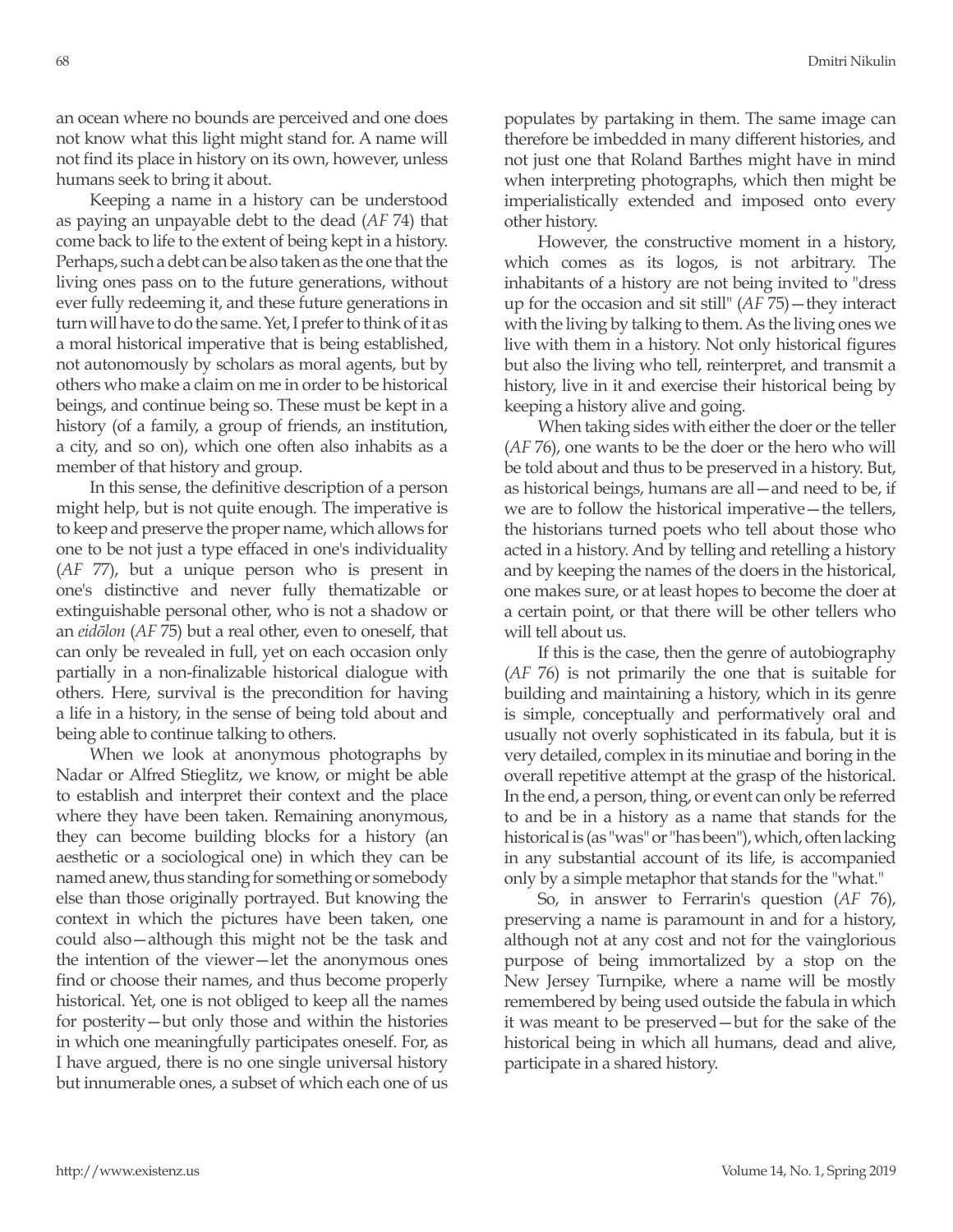an ocean where no bounds are perceived and one does not know what this light might stand for. A name will not find its place in history on its own, however, unless humans seek to bring it about.

Keeping a name in a history can be understood as paying an unpayable debt to the dead (*AF* 74) that come back to life to the extent of being kept in a history. Perhaps, such a debt can be also taken as the one that the living ones pass on to the future generations, without ever fully redeeming it, and these future generations in turn will have to do the same. Yet, I prefer to think of it as a moral historical imperative that is being established, not autonomously by scholars as moral agents, but by others who make a claim on me in order to be historical beings, and continue being so. These must be kept in a history (of a family, a group of friends, an institution, a city, and so on), which one often also inhabits as a member of that history and group.

In this sense, the definitive description of a person might help, but is not quite enough. The imperative is to keep and preserve the proper name, which allows for one to be not just a type effaced in one's individuality (*AF* 77), but a unique person who is present in one's distinctive and never fully thematizable or extinguishable personal other, who is not a shadow or an *eidōlon* (*AF* 75) but a real other, even to oneself, that can only be revealed in full, yet on each occasion only partially in a non-finalizable historical dialogue with others. Here, survival is the precondition for having a life in a history, in the sense of being told about and being able to continue talking to others.

When we look at anonymous photographs by Nadar or Alfred Stieglitz, we know, or might be able to establish and interpret their context and the place where they have been taken. Remaining anonymous, they can become building blocks for a history (an aesthetic or a sociological one) in which they can be named anew, thus standing for something or somebody else than those originally portrayed. But knowing the context in which the pictures have been taken, one could also—although this might not be the task and the intention of the viewer—let the anonymous ones find or choose their names, and thus become properly historical. Yet, one is not obliged to keep all the names for posterity—but only those and within the histories in which one meaningfully participates oneself. For, as I have argued, there is no one single universal history but innumerable ones, a subset of which each one of us populates by partaking in them. The same image can therefore be imbedded in many different histories, and not just one that Roland Barthes might have in mind when interpreting photographs, which then might be imperialistically extended and imposed onto every other history.

However, the constructive moment in a history, which comes as its logos, is not arbitrary. The inhabitants of a history are not being invited to "dress up for the occasion and sit still" (*AF* 75)—they interact with the living by talking to them. As the living ones we live with them in a history. Not only historical figures but also the living who tell, reinterpret, and transmit a history, live in it and exercise their historical being by keeping a history alive and going.

When taking sides with either the doer or the teller (*AF* 76), one wants to be the doer or the hero who will be told about and thus to be preserved in a history. But, as historical beings, humans are all—and need to be, if we are to follow the historical imperative—the tellers, the historians turned poets who tell about those who acted in a history. And by telling and retelling a history and by keeping the names of the doers in the historical, one makes sure, or at least hopes to become the doer at a certain point, or that there will be other tellers who will tell about us.

If this is the case, then the genre of autobiography (*AF* 76) is not primarily the one that is suitable for building and maintaining a history, which in its genre is simple, conceptually and performatively oral and usually not overly sophisticated in its fabula, but it is very detailed, complex in its minutiae and boring in the overall repetitive attempt at the grasp of the historical. In the end, a person, thing, or event can only be referred to and be in a history as a name that stands for the historical is (as "was" or "has been"), which, often lacking in any substantial account of its life, is accompanied only by a simple metaphor that stands for the "what."

So, in answer to Ferrarin's question (*AF* 76), preserving a name is paramount in and for a history, although not at any cost and not for the vainglorious purpose of being immortalized by a stop on the New Jersey Turnpike, where a name will be mostly remembered by being used outside the fabula in which it was meant to be preserved—but for the sake of the historical being in which all humans, dead and alive, participate in a shared history.